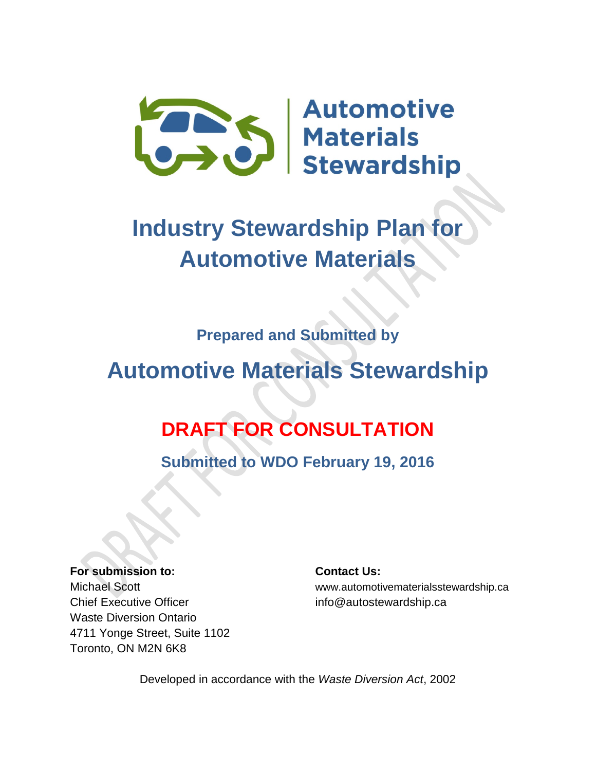Automotive Materials Stewardship

# Industry Stewardship Plan for Automotive Materials

**Prepared and Submitted by**

## Automotive Materials Stewardship

**DRAFT FOR CONSULTATION**

**Submitted to WDO February 19, 2016**

**For submission to:**
Michael Scott
Chief Executive Officer
Waste Diversion Ontario
4711 Yonge Street, Suite 1102
Toronto, ON M2N 6K8

**Contact Us:**
www.automotivematerialsstewardship.ca
info@autostewardship.ca

Developed in accordance with the *Waste Diversion Act*, 2002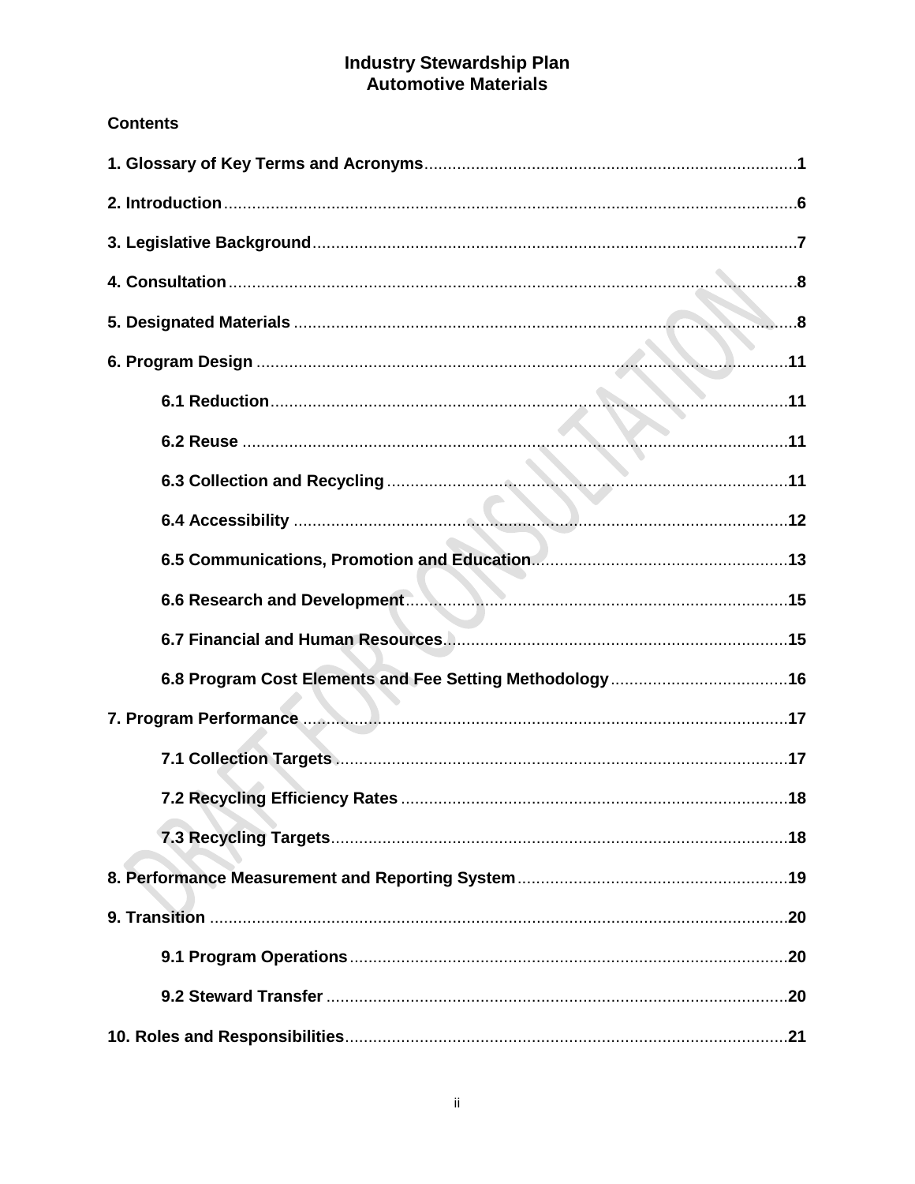# Industry Stewardship Plan
# Automotive Materials

**Contents**

**1. Glossary of Key Terms and Acronyms** ..... 1

**2. Introduction** ..... 6

**3. Legislative Background** ..... 7

**4. Consultation** ..... 8

**5. Designated Materials** ..... 8

**6. Program Design** ..... 11

- **6.1 Reduction** ..... 11
- **6.2 Reuse** ..... 11
- **6.3 Collection and Recycling** ..... 11
- **6.4 Accessibility** ..... 12
- **6.5 Communications, Promotion and Education** ..... 13
- **6.6 Research and Development** ..... 15
- **6.7 Financial and Human Resources** ..... 15
- **6.8 Program Cost Elements and Fee Setting Methodology** ..... 16

**7. Program Performance** ..... 17

- **7.1 Collection Targets** ..... 17
- **7.2 Recycling Efficiency Rates** ..... 18
- **7.3 Recycling Targets** ..... 18

**8. Performance Measurement and Reporting System** ..... 19

**9. Transition** ..... 20

- **9.1 Program Operations** ..... 20
- **9.2 Steward Transfer** ..... 20

**10. Roles and Responsibilities** ..... 21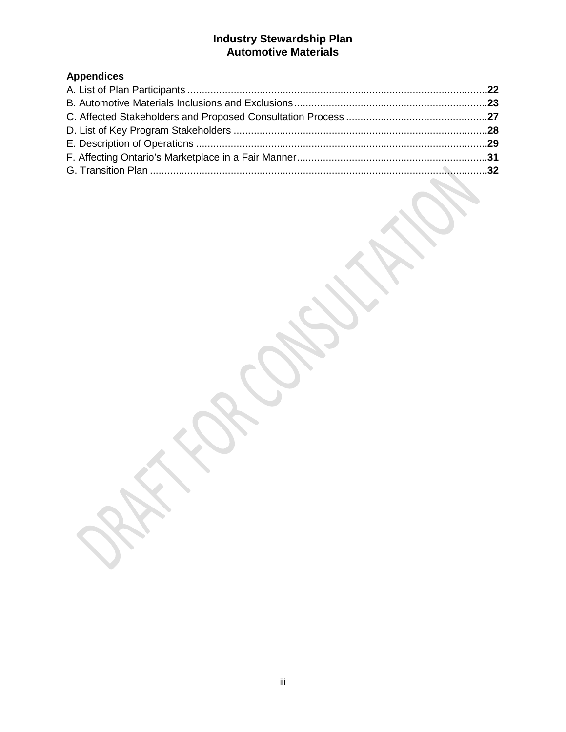# Industry Stewardship Plan
# Automotive Materials

**Appendices**

A. List of Plan Participants .......... **22**
B. Automotive Materials Inclusions and Exclusions .......... **23**
C. Affected Stakeholders and Proposed Consultation Process .......... **27**
D. List of Key Program Stakeholders .......... **28**
E. Description of Operations .......... **29**
F. Affecting Ontario's Marketplace in a Fair Manner .......... **31**
G. Transition Plan .......... **32**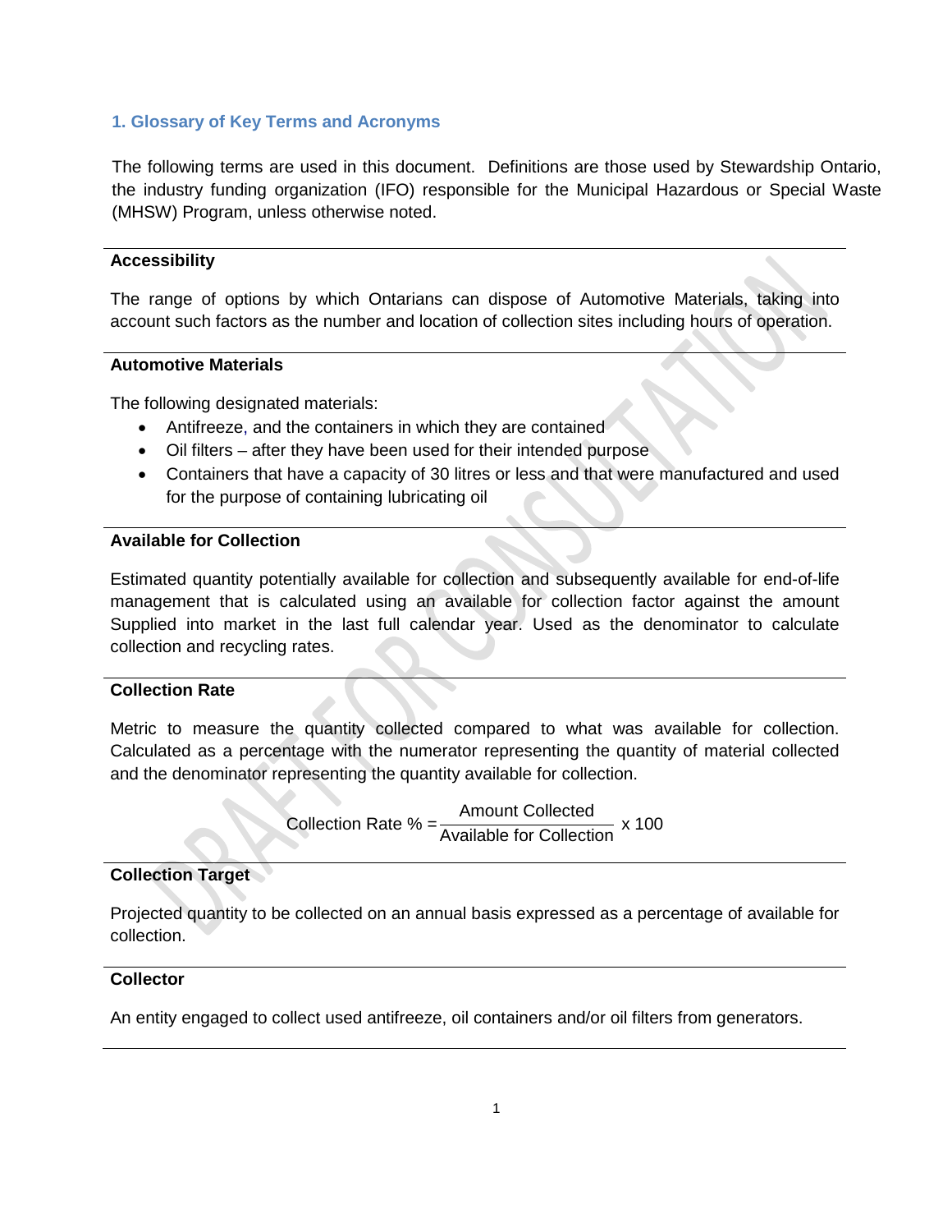## 1. Glossary of Key Terms and Acronyms

The following terms are used in this document. Definitions are those used by Stewardship Ontario, the industry funding organization (IFO) responsible for the Municipal Hazardous or Special Waste (MHSW) Program, unless otherwise noted.

**Accessibility**

The range of options by which Ontarians can dispose of Automotive Materials, taking into account such factors as the number and location of collection sites including hours of operation.

**Automotive Materials**

The following designated materials:

- Antifreeze, and the containers in which they are contained
- Oil filters – after they have been used for their intended purpose
- Containers that have a capacity of 30 litres or less and that were manufactured and used for the purpose of containing lubricating oil

**Available for Collection**

Estimated quantity potentially available for collection and subsequently available for end-of-life management that is calculated using an available for collection factor against the amount Supplied into market in the last full calendar year. Used as the denominator to calculate collection and recycling rates.

**Collection Rate**

Metric to measure the quantity collected compared to what was available for collection. Calculated as a percentage with the numerator representing the quantity of material collected and the denominator representing the quantity available for collection.

$$\text{Collection Rate \%} = \frac{\text{Amount Collected}}{\text{Available for Collection}} \times 100$$

**Collection Target**

Projected quantity to be collected on an annual basis expressed as a percentage of available for collection.

**Collector**

An entity engaged to collect used antifreeze, oil containers and/or oil filters from generators.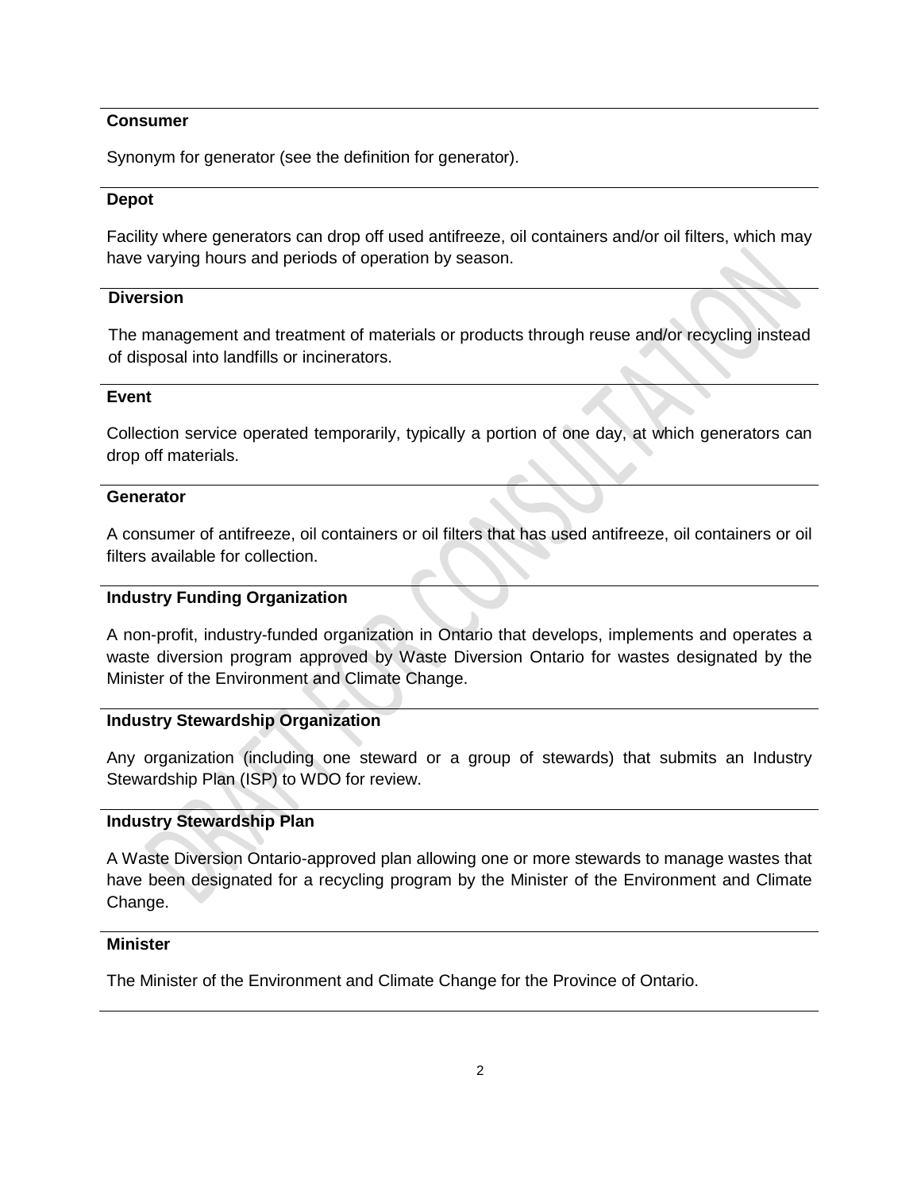**Consumer**

Synonym for generator (see the definition for generator).

**Depot**

Facility where generators can drop off used antifreeze, oil containers and/or oil filters, which may have varying hours and periods of operation by season.

**Diversion**

The management and treatment of materials or products through reuse and/or recycling instead of disposal into landfills or incinerators.

**Event**

Collection service operated temporarily, typically a portion of one day, at which generators can drop off materials.

**Generator**

A consumer of antifreeze, oil containers or oil filters that has used antifreeze, oil containers or oil filters available for collection.

**Industry Funding Organization**

A non-profit, industry-funded organization in Ontario that develops, implements and operates a waste diversion program approved by Waste Diversion Ontario for wastes designated by the Minister of the Environment and Climate Change.

**Industry Stewardship Organization**

Any organization (including one steward or a group of stewards) that submits an Industry Stewardship Plan (ISP) to WDO for review.

**Industry Stewardship Plan**

A Waste Diversion Ontario-approved plan allowing one or more stewards to manage wastes that have been designated for a recycling program by the Minister of the Environment and Climate Change.

**Minister**

The Minister of the Environment and Climate Change for the Province of Ontario.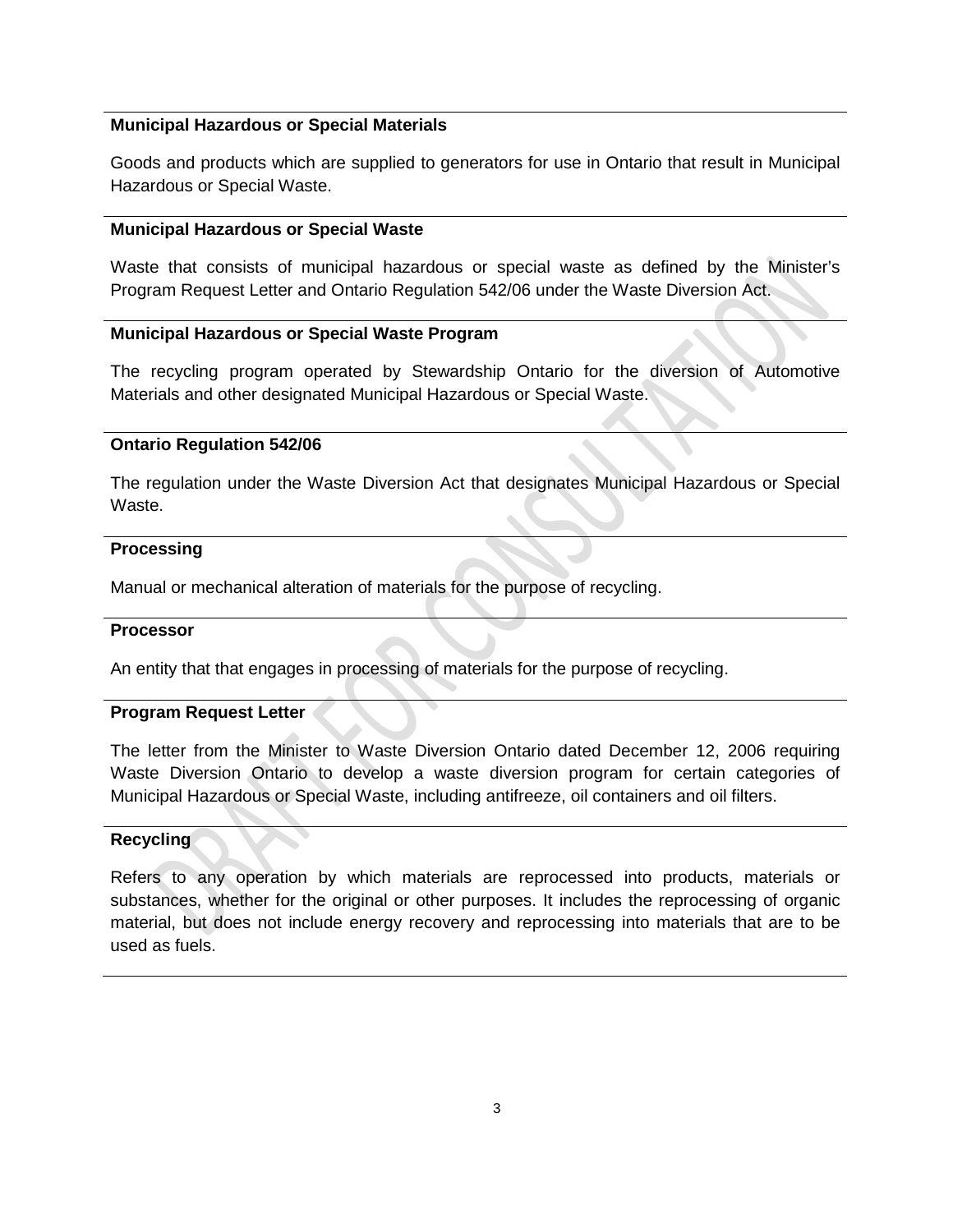**Municipal Hazardous or Special Materials**

Goods and products which are supplied to generators for use in Ontario that result in Municipal Hazardous or Special Waste.

**Municipal Hazardous or Special Waste**

Waste that consists of municipal hazardous or special waste as defined by the Minister's Program Request Letter and Ontario Regulation 542/06 under the Waste Diversion Act.

**Municipal Hazardous or Special Waste Program**

The recycling program operated by Stewardship Ontario for the diversion of Automotive Materials and other designated Municipal Hazardous or Special Waste.

**Ontario Regulation 542/06**

The regulation under the Waste Diversion Act that designates Municipal Hazardous or Special Waste.

**Processing**

Manual or mechanical alteration of materials for the purpose of recycling.

**Processor**

An entity that that engages in processing of materials for the purpose of recycling.

**Program Request Letter**

The letter from the Minister to Waste Diversion Ontario dated December 12, 2006 requiring Waste Diversion Ontario to develop a waste diversion program for certain categories of Municipal Hazardous or Special Waste, including antifreeze, oil containers and oil filters.

**Recycling**

Refers to any operation by which materials are reprocessed into products, materials or substances, whether for the original or other purposes. It includes the reprocessing of organic material, but does not include energy recovery and reprocessing into materials that are to be used as fuels.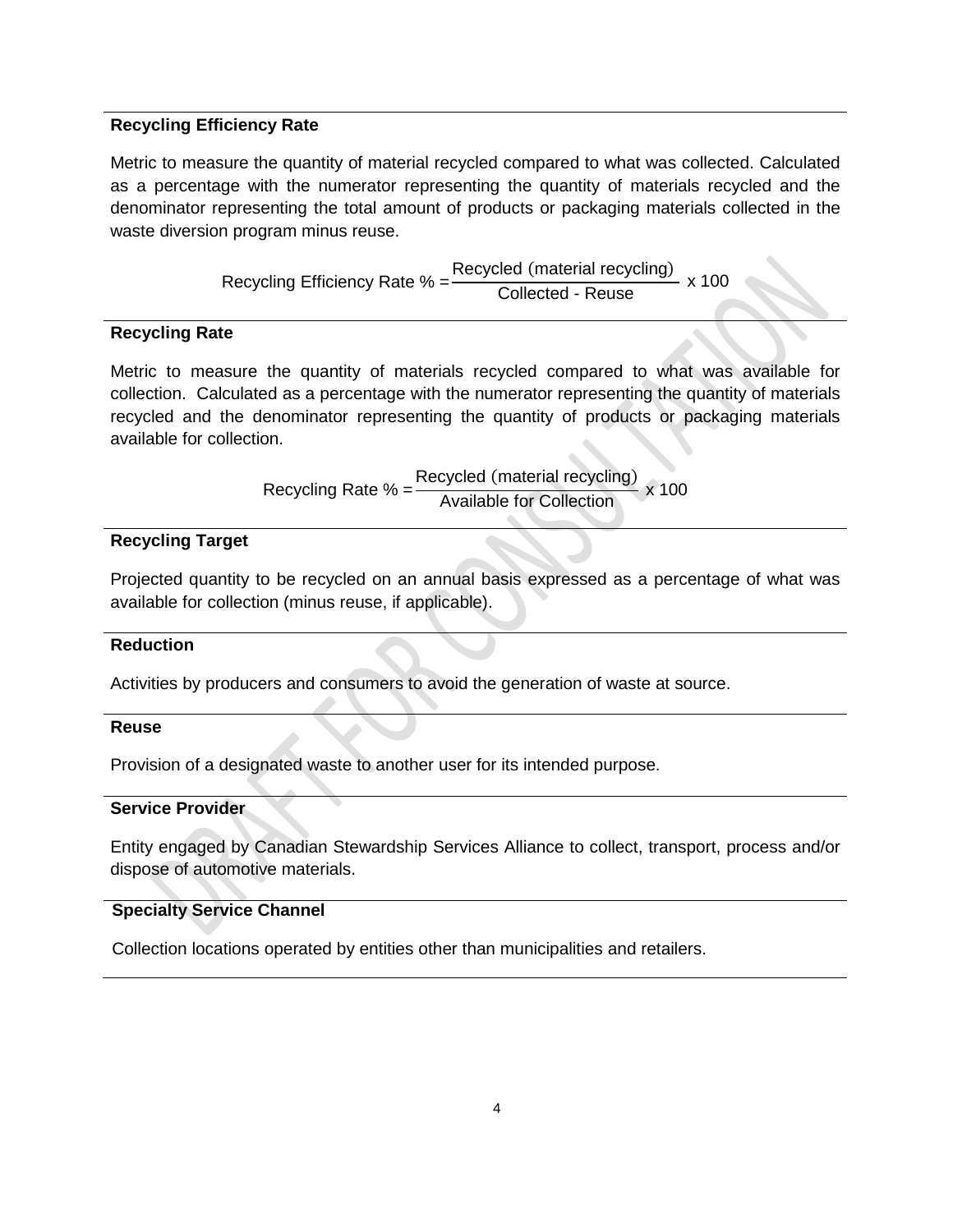**Recycling Efficiency Rate**

Metric to measure the quantity of material recycled compared to what was collected. Calculated as a percentage with the numerator representing the quantity of materials recycled and the denominator representing the total amount of products or packaging materials collected in the waste diversion program minus reuse.

$$\text{Recycling Efficiency Rate \%} = \frac{\text{Recycled (material recycling)}}{\text{Collected - Reuse}} \times 100$$

**Recycling Rate**

Metric to measure the quantity of materials recycled compared to what was available for collection. Calculated as a percentage with the numerator representing the quantity of materials recycled and the denominator representing the quantity of products or packaging materials available for collection.

$$\text{Recycling Rate \%} = \frac{\text{Recycled (material recycling)}}{\text{Available for Collection}} \times 100$$

**Recycling Target**

Projected quantity to be recycled on an annual basis expressed as a percentage of what was available for collection (minus reuse, if applicable).

**Reduction**

Activities by producers and consumers to avoid the generation of waste at source.

**Reuse**

Provision of a designated waste to another user for its intended purpose.

**Service Provider**

Entity engaged by Canadian Stewardship Services Alliance to collect, transport, process and/or dispose of automotive materials.

**Specialty Service Channel**

Collection locations operated by entities other than municipalities and retailers.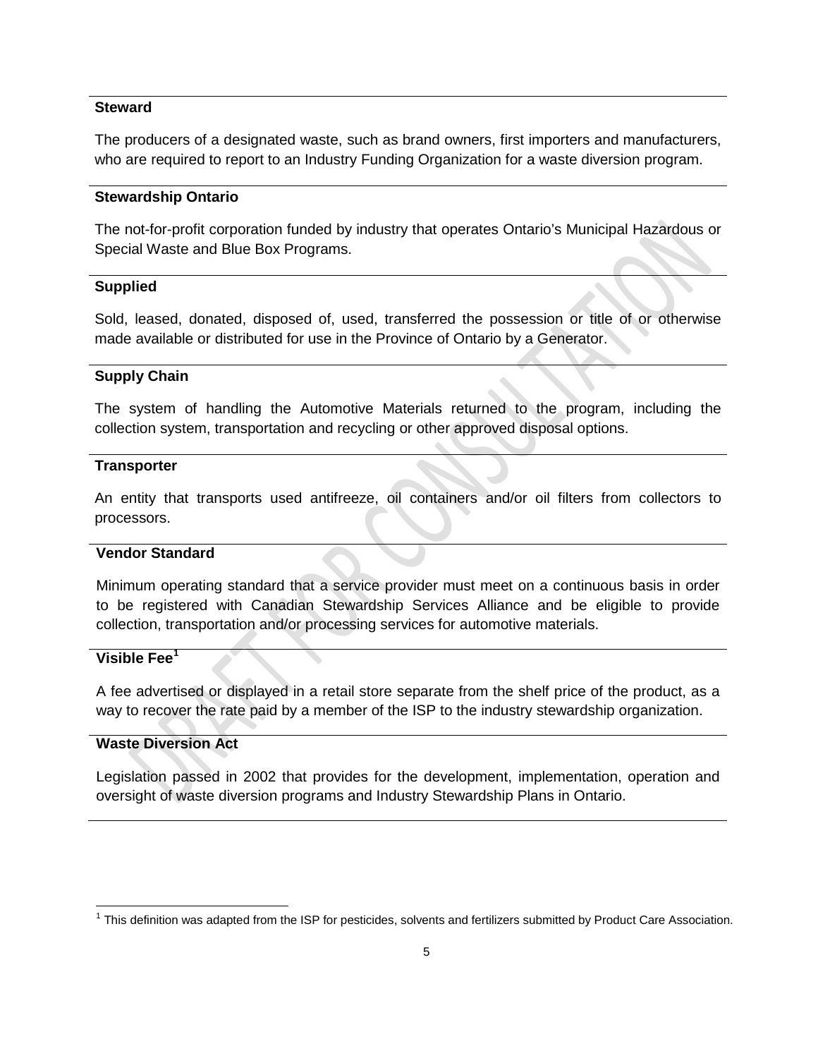**Steward**

The producers of a designated waste, such as brand owners, first importers and manufacturers, who are required to report to an Industry Funding Organization for a waste diversion program.

**Stewardship Ontario**

The not-for-profit corporation funded by industry that operates Ontario's Municipal Hazardous or Special Waste and Blue Box Programs.

**Supplied**

Sold, leased, donated, disposed of, used, transferred the possession or title of or otherwise made available or distributed for use in the Province of Ontario by a Generator.

**Supply Chain**

The system of handling the Automotive Materials returned to the program, including the collection system, transportation and recycling or other approved disposal options.

**Transporter**

An entity that transports used antifreeze, oil containers and/or oil filters from collectors to processors.

**Vendor Standard**

Minimum operating standard that a service provider must meet on a continuous basis in order to be registered with Canadian Stewardship Services Alliance and be eligible to provide collection, transportation and/or processing services for automotive materials.

**Visible Fee[1]**

A fee advertised or displayed in a retail store separate from the shelf price of the product, as a way to recover the rate paid by a member of the ISP to the industry stewardship organization.

**Waste Diversion Act**

Legislation passed in 2002 that provides for the development, implementation, operation and oversight of waste diversion programs and Industry Stewardship Plans in Ontario.

---

[1] This definition was adapted from the ISP for pesticides, solvents and fertilizers submitted by Product Care Association.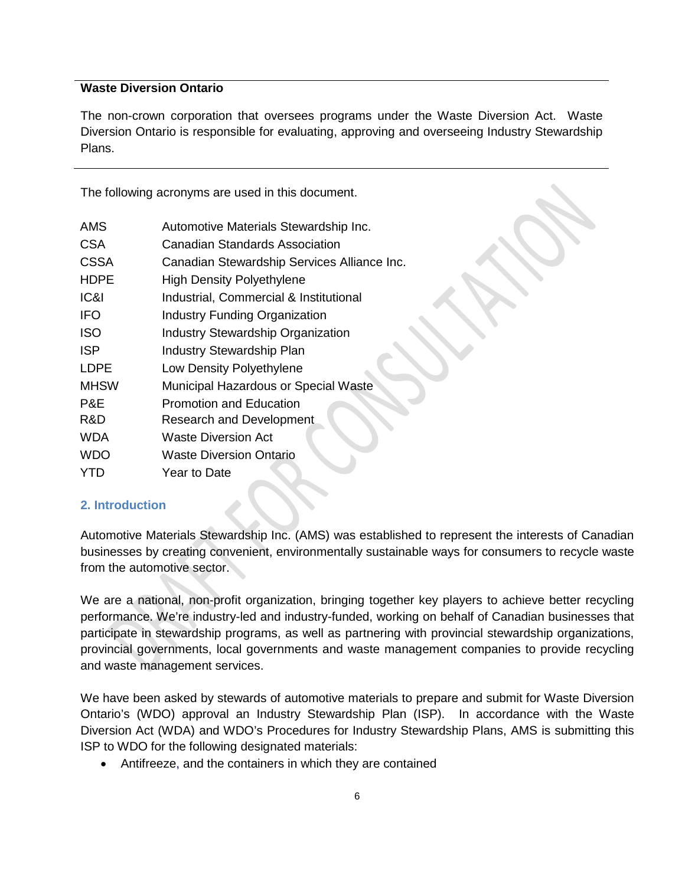**Waste Diversion Ontario**

The non-crown corporation that oversees programs under the Waste Diversion Act. Waste Diversion Ontario is responsible for evaluating, approving and overseeing Industry Stewardship Plans.

---

The following acronyms are used in this document.

| | |
|---|---|
| AMS | Automotive Materials Stewardship Inc. |
| CSA | Canadian Standards Association |
| CSSA | Canadian Stewardship Services Alliance Inc. |
| HDPE | High Density Polyethylene |
| IC&I | Industrial, Commercial & Institutional |
| IFO | Industry Funding Organization |
| ISO | Industry Stewardship Organization |
| ISP | Industry Stewardship Plan |
| LDPE | Low Density Polyethylene |
| MHSW | Municipal Hazardous or Special Waste |
| P&E | Promotion and Education |
| R&D | Research and Development |
| WDA | Waste Diversion Act |
| WDO | Waste Diversion Ontario |
| YTD | Year to Date |

## 2. Introduction

Automotive Materials Stewardship Inc. (AMS) was established to represent the interests of Canadian businesses by creating convenient, environmentally sustainable ways for consumers to recycle waste from the automotive sector.

We are a national, non-profit organization, bringing together key players to achieve better recycling performance. We're industry-led and industry-funded, working on behalf of Canadian businesses that participate in stewardship programs, as well as partnering with provincial stewardship organizations, provincial governments, local governments and waste management companies to provide recycling and waste management services.

We have been asked by stewards of automotive materials to prepare and submit for Waste Diversion Ontario's (WDO) approval an Industry Stewardship Plan (ISP). In accordance with the Waste Diversion Act (WDA) and WDO's Procedures for Industry Stewardship Plans, AMS is submitting this ISP to WDO for the following designated materials:

- Antifreeze, and the containers in which they are contained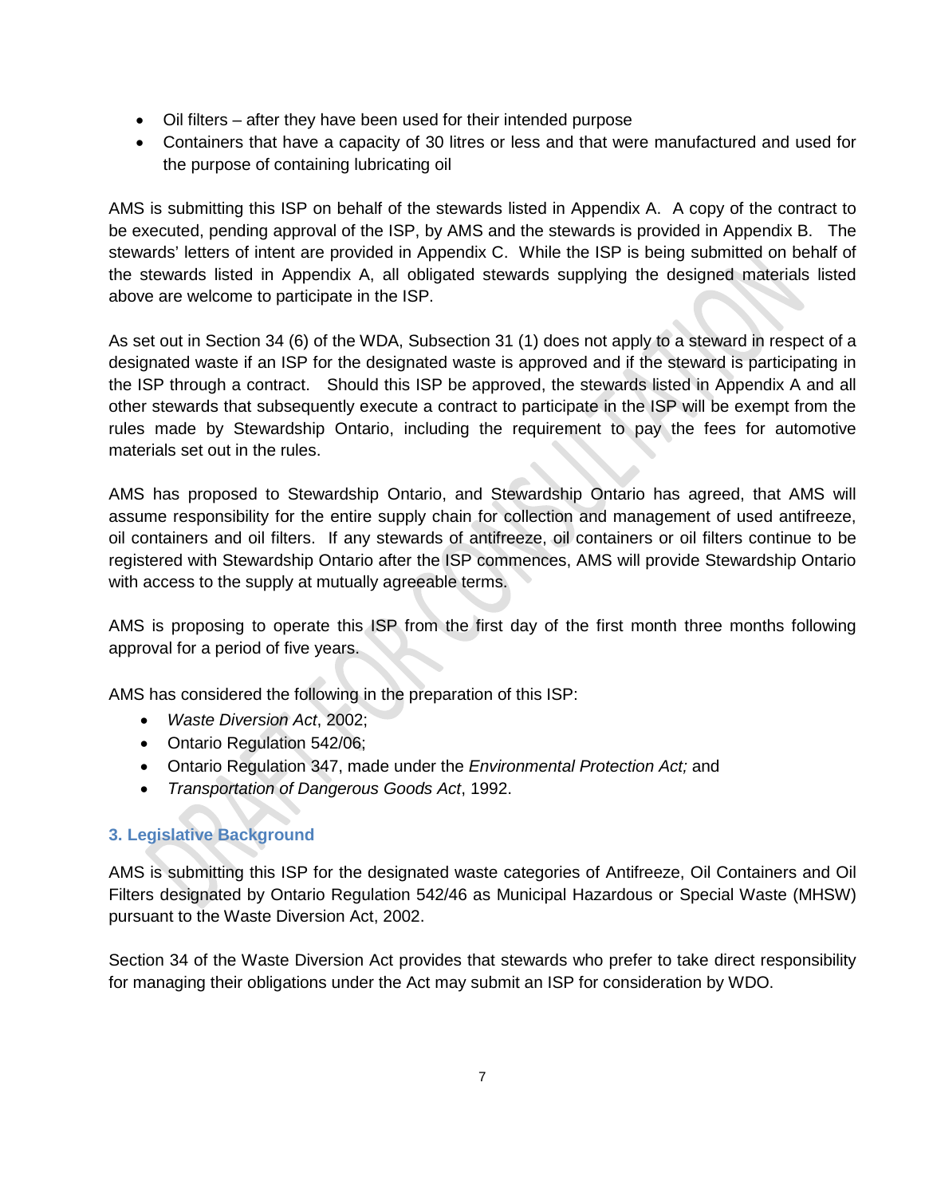- Oil filters – after they have been used for their intended purpose
- Containers that have a capacity of 30 litres or less and that were manufactured and used for the purpose of containing lubricating oil

AMS is submitting this ISP on behalf of the stewards listed in Appendix A. A copy of the contract to be executed, pending approval of the ISP, by AMS and the stewards is provided in Appendix B. The stewards' letters of intent are provided in Appendix C. While the ISP is being submitted on behalf of the stewards listed in Appendix A, all obligated stewards supplying the designed materials listed above are welcome to participate in the ISP.

As set out in Section 34 (6) of the WDA, Subsection 31 (1) does not apply to a steward in respect of a designated waste if an ISP for the designated waste is approved and if the steward is participating in the ISP through a contract. Should this ISP be approved, the stewards listed in Appendix A and all other stewards that subsequently execute a contract to participate in the ISP will be exempt from the rules made by Stewardship Ontario, including the requirement to pay the fees for automotive materials set out in the rules.

AMS has proposed to Stewardship Ontario, and Stewardship Ontario has agreed, that AMS will assume responsibility for the entire supply chain for collection and management of used antifreeze, oil containers and oil filters. If any stewards of antifreeze, oil containers or oil filters continue to be registered with Stewardship Ontario after the ISP commences, AMS will provide Stewardship Ontario with access to the supply at mutually agreeable terms.

AMS is proposing to operate this ISP from the first day of the first month three months following approval for a period of five years.

AMS has considered the following in the preparation of this ISP:

- *Waste Diversion Act*, 2002;
- Ontario Regulation 542/06;
- Ontario Regulation 347, made under the *Environmental Protection Act;* and
- *Transportation of Dangerous Goods Act*, 1992.

## 3. Legislative Background

AMS is submitting this ISP for the designated waste categories of Antifreeze, Oil Containers and Oil Filters designated by Ontario Regulation 542/46 as Municipal Hazardous or Special Waste (MHSW) pursuant to the Waste Diversion Act, 2002.

Section 34 of the Waste Diversion Act provides that stewards who prefer to take direct responsibility for managing their obligations under the Act may submit an ISP for consideration by WDO.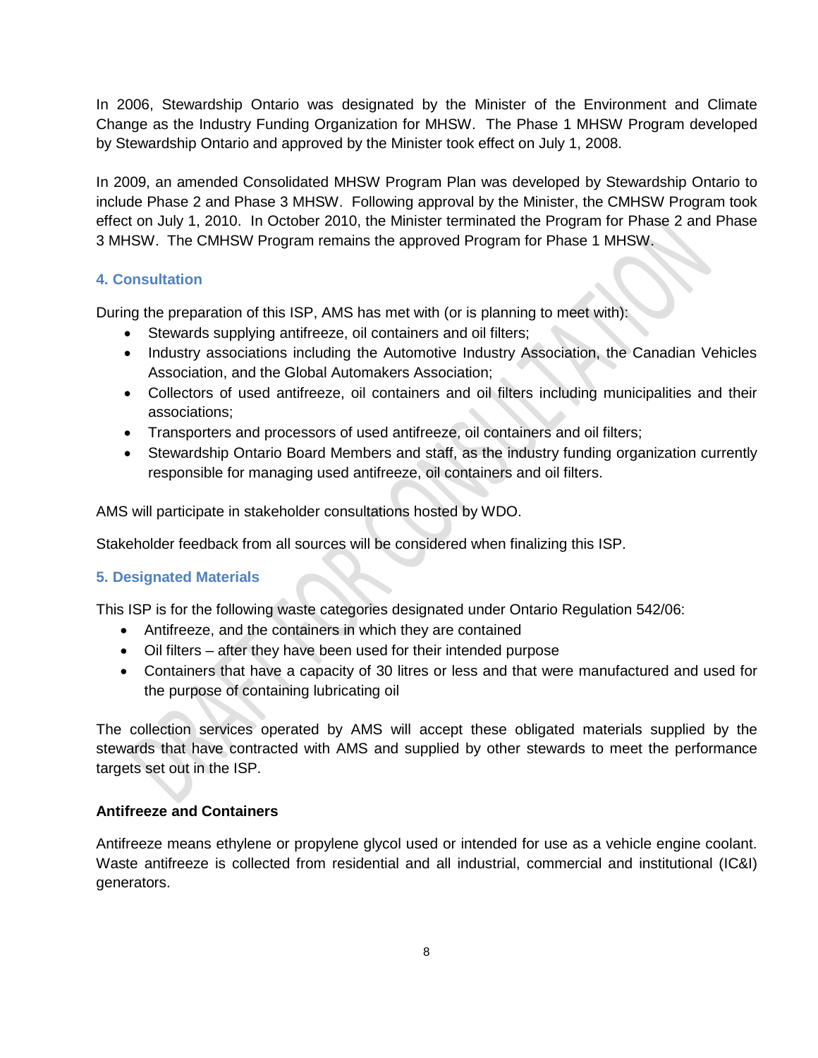In 2006, Stewardship Ontario was designated by the Minister of the Environment and Climate Change as the Industry Funding Organization for MHSW. The Phase 1 MHSW Program developed by Stewardship Ontario and approved by the Minister took effect on July 1, 2008.

In 2009, an amended Consolidated MHSW Program Plan was developed by Stewardship Ontario to include Phase 2 and Phase 3 MHSW. Following approval by the Minister, the CMHSW Program took effect on July 1, 2010. In October 2010, the Minister terminated the Program for Phase 2 and Phase 3 MHSW. The CMHSW Program remains the approved Program for Phase 1 MHSW.

## 4. Consultation

During the preparation of this ISP, AMS has met with (or is planning to meet with):

- Stewards supplying antifreeze, oil containers and oil filters;
- Industry associations including the Automotive Industry Association, the Canadian Vehicles Association, and the Global Automakers Association;
- Collectors of used antifreeze, oil containers and oil filters including municipalities and their associations;
- Transporters and processors of used antifreeze, oil containers and oil filters;
- Stewardship Ontario Board Members and staff, as the industry funding organization currently responsible for managing used antifreeze, oil containers and oil filters.

AMS will participate in stakeholder consultations hosted by WDO.

Stakeholder feedback from all sources will be considered when finalizing this ISP.

## 5. Designated Materials

This ISP is for the following waste categories designated under Ontario Regulation 542/06:

- Antifreeze, and the containers in which they are contained
- Oil filters – after they have been used for their intended purpose
- Containers that have a capacity of 30 litres or less and that were manufactured and used for the purpose of containing lubricating oil

The collection services operated by AMS will accept these obligated materials supplied by the stewards that have contracted with AMS and supplied by other stewards to meet the performance targets set out in the ISP.

**Antifreeze and Containers**

Antifreeze means ethylene or propylene glycol used or intended for use as a vehicle engine coolant. Waste antifreeze is collected from residential and all industrial, commercial and institutional (IC&I) generators.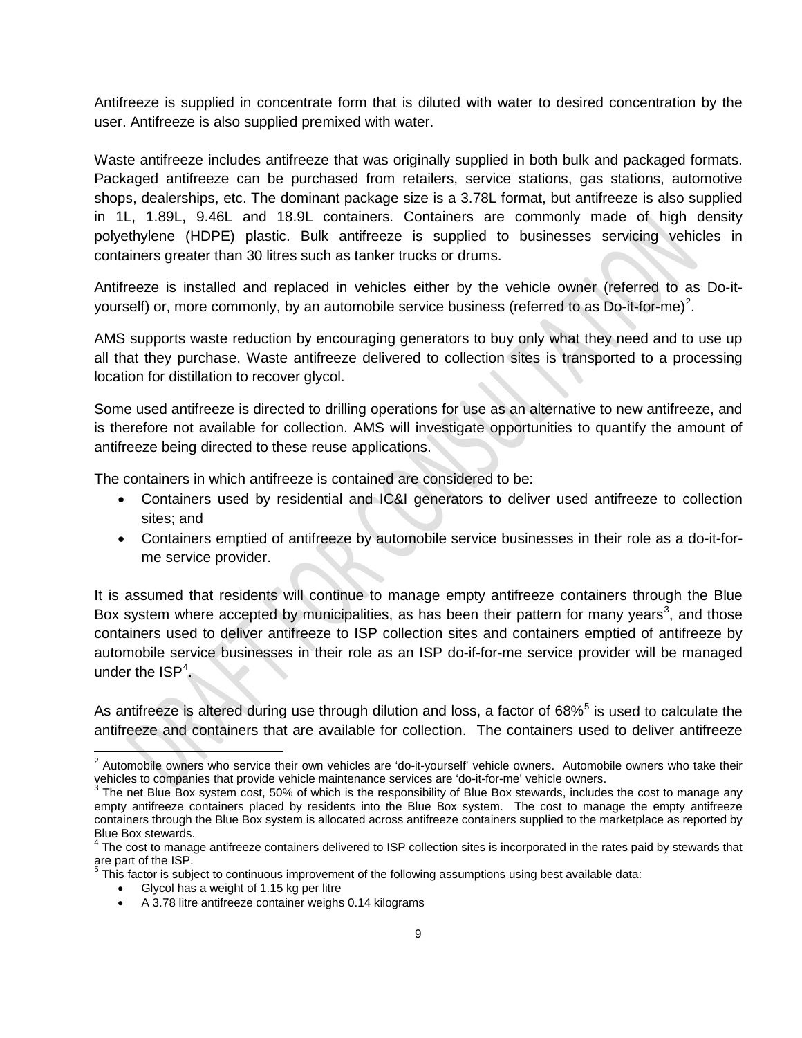Antifreeze is supplied in concentrate form that is diluted with water to desired concentration by the user. Antifreeze is also supplied premixed with water.

Waste antifreeze includes antifreeze that was originally supplied in both bulk and packaged formats. Packaged antifreeze can be purchased from retailers, service stations, gas stations, automotive shops, dealerships, etc. The dominant package size is a 3.78L format, but antifreeze is also supplied in 1L, 1.89L, 9.46L and 18.9L containers. Containers are commonly made of high density polyethylene (HDPE) plastic. Bulk antifreeze is supplied to businesses servicing vehicles in containers greater than 30 litres such as tanker trucks or drums.

Antifreeze is installed and replaced in vehicles either by the vehicle owner (referred to as Do-it-yourself) or, more commonly, by an automobile service business (referred to as Do-it-for-me)[2].

AMS supports waste reduction by encouraging generators to buy only what they need and to use up all that they purchase. Waste antifreeze delivered to collection sites is transported to a processing location for distillation to recover glycol.

Some used antifreeze is directed to drilling operations for use as an alternative to new antifreeze, and is therefore not available for collection. AMS will investigate opportunities to quantify the amount of antifreeze being directed to these reuse applications.

The containers in which antifreeze is contained are considered to be:

- Containers used by residential and IC&I generators to deliver used antifreeze to collection sites; and
- Containers emptied of antifreeze by automobile service businesses in their role as a do-it-for-me service provider.

It is assumed that residents will continue to manage empty antifreeze containers through the Blue Box system where accepted by municipalities, as has been their pattern for many years[3], and those containers used to deliver antifreeze to ISP collection sites and containers emptied of antifreeze by automobile service businesses in their role as an ISP do-if-for-me service provider will be managed under the ISP[4].

As antifreeze is altered during use through dilution and loss, a factor of 68%[5] is used to calculate the antifreeze and containers that are available for collection. The containers used to deliver antifreeze

---

[2] Automobile owners who service their own vehicles are 'do-it-yourself' vehicle owners. Automobile owners who take their vehicles to companies that provide vehicle maintenance services are 'do-it-for-me' vehicle owners.

[3] The net Blue Box system cost, 50% of which is the responsibility of Blue Box stewards, includes the cost to manage any empty antifreeze containers placed by residents into the Blue Box system. The cost to manage the empty antifreeze containers through the Blue Box system is allocated across antifreeze containers supplied to the marketplace as reported by Blue Box stewards.

[4] The cost to manage antifreeze containers delivered to ISP collection sites is incorporated in the rates paid by stewards that are part of the ISP.

[5] This factor is subject to continuous improvement of the following assumptions using best available data:

- Glycol has a weight of 1.15 kg per litre
- A 3.78 litre antifreeze container weighs 0.14 kilograms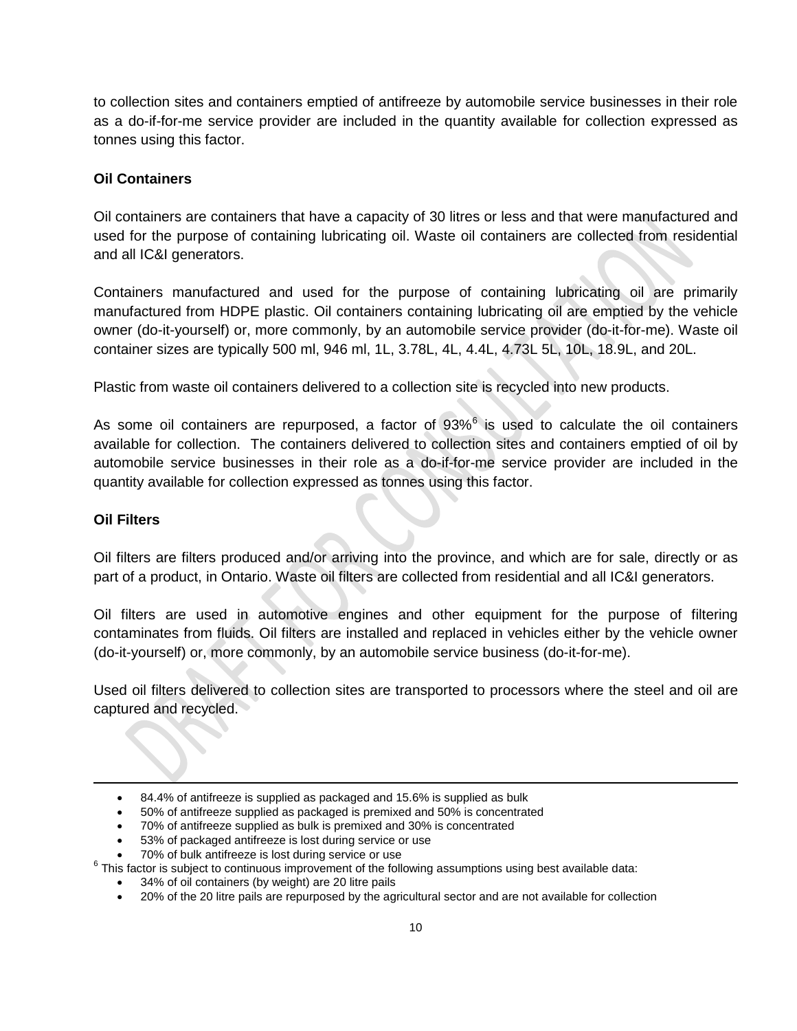to collection sites and containers emptied of antifreeze by automobile service businesses in their role as a do-if-for-me service provider are included in the quantity available for collection expressed as tonnes using this factor.

**Oil Containers**

Oil containers are containers that have a capacity of 30 litres or less and that were manufactured and used for the purpose of containing lubricating oil. Waste oil containers are collected from residential and all IC&I generators.

Containers manufactured and used for the purpose of containing lubricating oil are primarily manufactured from HDPE plastic. Oil containers containing lubricating oil are emptied by the vehicle owner (do-it-yourself) or, more commonly, by an automobile service provider (do-it-for-me). Waste oil container sizes are typically 500 ml, 946 ml, 1L, 3.78L, 4L, 4.4L, 4.73L 5L, 10L, 18.9L, and 20L.

Plastic from waste oil containers delivered to a collection site is recycled into new products.

As some oil containers are repurposed, a factor of 93%[6] is used to calculate the oil containers available for collection. The containers delivered to collection sites and containers emptied of oil by automobile service businesses in their role as a do-if-for-me service provider are included in the quantity available for collection expressed as tonnes using this factor.

**Oil Filters**

Oil filters are filters produced and/or arriving into the province, and which are for sale, directly or as part of a product, in Ontario. Waste oil filters are collected from residential and all IC&I generators.

Oil filters are used in automotive engines and other equipment for the purpose of filtering contaminates from fluids. Oil filters are installed and replaced in vehicles either by the vehicle owner (do-it-yourself) or, more commonly, by an automobile service business (do-it-for-me).

Used oil filters delivered to collection sites are transported to processors where the steel and oil are captured and recycled.

---

- 84.4% of antifreeze is supplied as packaged and 15.6% is supplied as bulk
- 50% of antifreeze supplied as packaged is premixed and 50% is concentrated
- 70% of antifreeze supplied as bulk is premixed and 30% is concentrated
- 53% of packaged antifreeze is lost during service or use
- 70% of bulk antifreeze is lost during service or use

[6] This factor is subject to continuous improvement of the following assumptions using best available data:

- 34% of oil containers (by weight) are 20 litre pails
- 20% of the 20 litre pails are repurposed by the agricultural sector and are not available for collection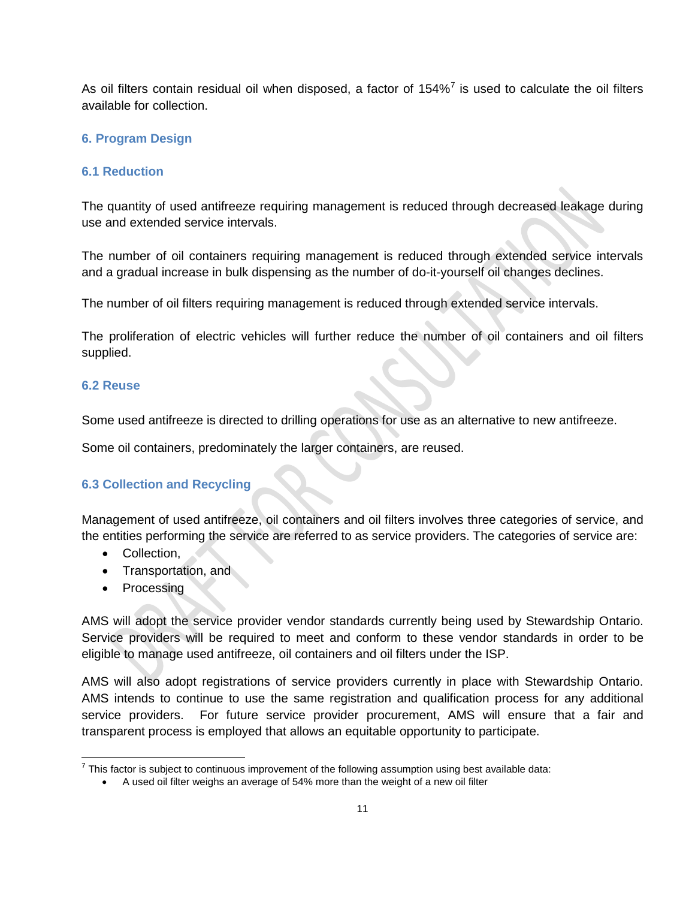As oil filters contain residual oil when disposed, a factor of 154%[7] is used to calculate the oil filters available for collection.

## 6. Program Design

### 6.1 Reduction

The quantity of used antifreeze requiring management is reduced through decreased leakage during use and extended service intervals.

The number of oil containers requiring management is reduced through extended service intervals and a gradual increase in bulk dispensing as the number of do-it-yourself oil changes declines.

The number of oil filters requiring management is reduced through extended service intervals.

The proliferation of electric vehicles will further reduce the number of oil containers and oil filters supplied.

### 6.2 Reuse

Some used antifreeze is directed to drilling operations for use as an alternative to new antifreeze.

Some oil containers, predominately the larger containers, are reused.

### 6.3 Collection and Recycling

Management of used antifreeze, oil containers and oil filters involves three categories of service, and the entities performing the service are referred to as service providers. The categories of service are:

- Collection,
- Transportation, and
- Processing

AMS will adopt the service provider vendor standards currently being used by Stewardship Ontario. Service providers will be required to meet and conform to these vendor standards in order to be eligible to manage used antifreeze, oil containers and oil filters under the ISP.

AMS will also adopt registrations of service providers currently in place with Stewardship Ontario. AMS intends to continue to use the same registration and qualification process for any additional service providers. For future service provider procurement, AMS will ensure that a fair and transparent process is employed that allows an equitable opportunity to participate.

---

[7] This factor is subject to continuous improvement of the following assumption using best available data:

- A used oil filter weighs an average of 54% more than the weight of a new oil filter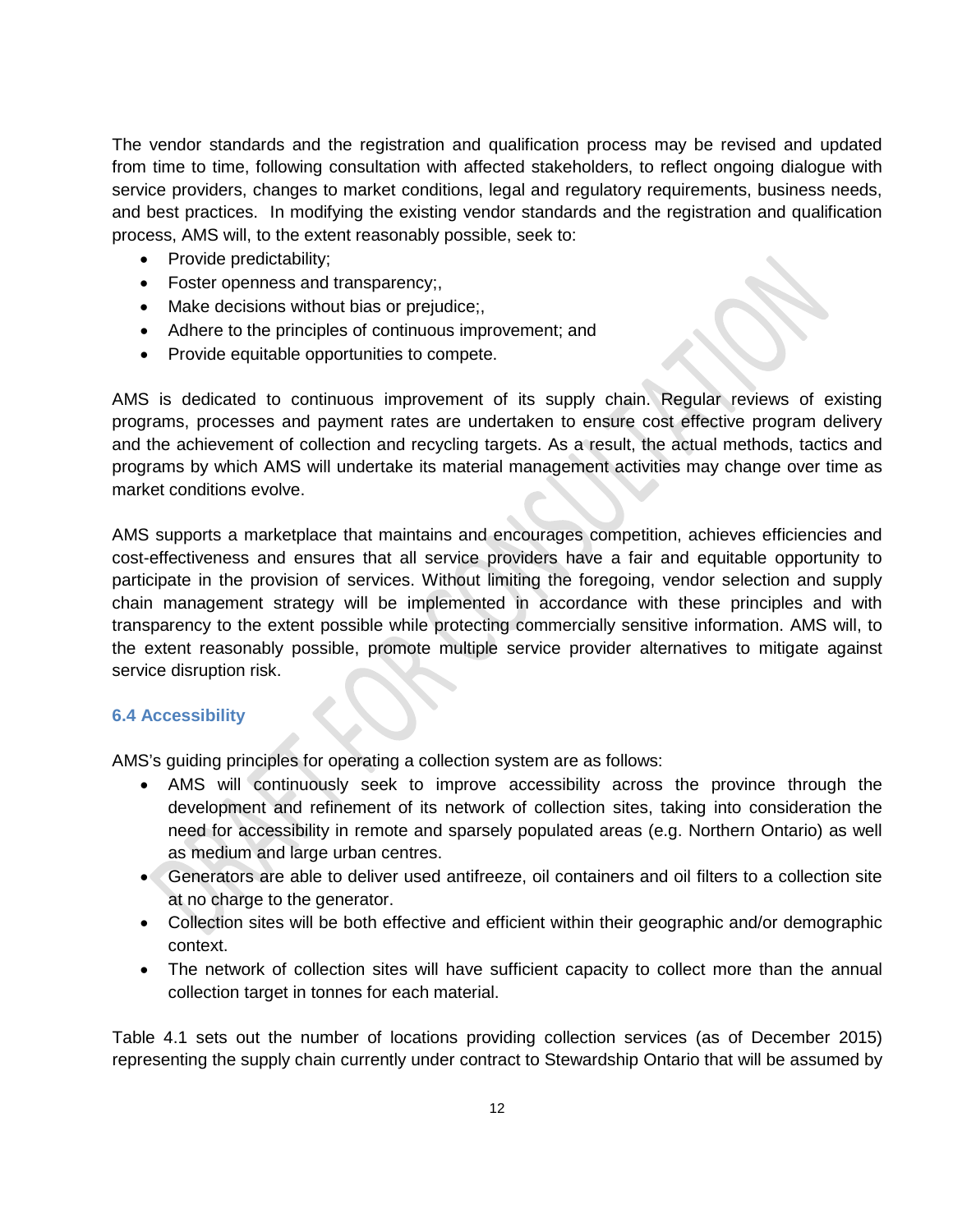The vendor standards and the registration and qualification process may be revised and updated from time to time, following consultation with affected stakeholders, to reflect ongoing dialogue with service providers, changes to market conditions, legal and regulatory requirements, business needs, and best practices. In modifying the existing vendor standards and the registration and qualification process, AMS will, to the extent reasonably possible, seek to:

- Provide predictability;
- Foster openness and transparency;,
- Make decisions without bias or prejudice;,
- Adhere to the principles of continuous improvement; and
- Provide equitable opportunities to compete.

AMS is dedicated to continuous improvement of its supply chain. Regular reviews of existing programs, processes and payment rates are undertaken to ensure cost effective program delivery and the achievement of collection and recycling targets. As a result, the actual methods, tactics and programs by which AMS will undertake its material management activities may change over time as market conditions evolve.

AMS supports a marketplace that maintains and encourages competition, achieves efficiencies and cost-effectiveness and ensures that all service providers have a fair and equitable opportunity to participate in the provision of services. Without limiting the foregoing, vendor selection and supply chain management strategy will be implemented in accordance with these principles and with transparency to the extent possible while protecting commercially sensitive information. AMS will, to the extent reasonably possible, promote multiple service provider alternatives to mitigate against service disruption risk.

### 6.4 Accessibility

AMS's guiding principles for operating a collection system are as follows:

- AMS will continuously seek to improve accessibility across the province through the development and refinement of its network of collection sites, taking into consideration the need for accessibility in remote and sparsely populated areas (e.g. Northern Ontario) as well as medium and large urban centres.
- Generators are able to deliver used antifreeze, oil containers and oil filters to a collection site at no charge to the generator.
- Collection sites will be both effective and efficient within their geographic and/or demographic context.
- The network of collection sites will have sufficient capacity to collect more than the annual collection target in tonnes for each material.

Table 4.1 sets out the number of locations providing collection services (as of December 2015) representing the supply chain currently under contract to Stewardship Ontario that will be assumed by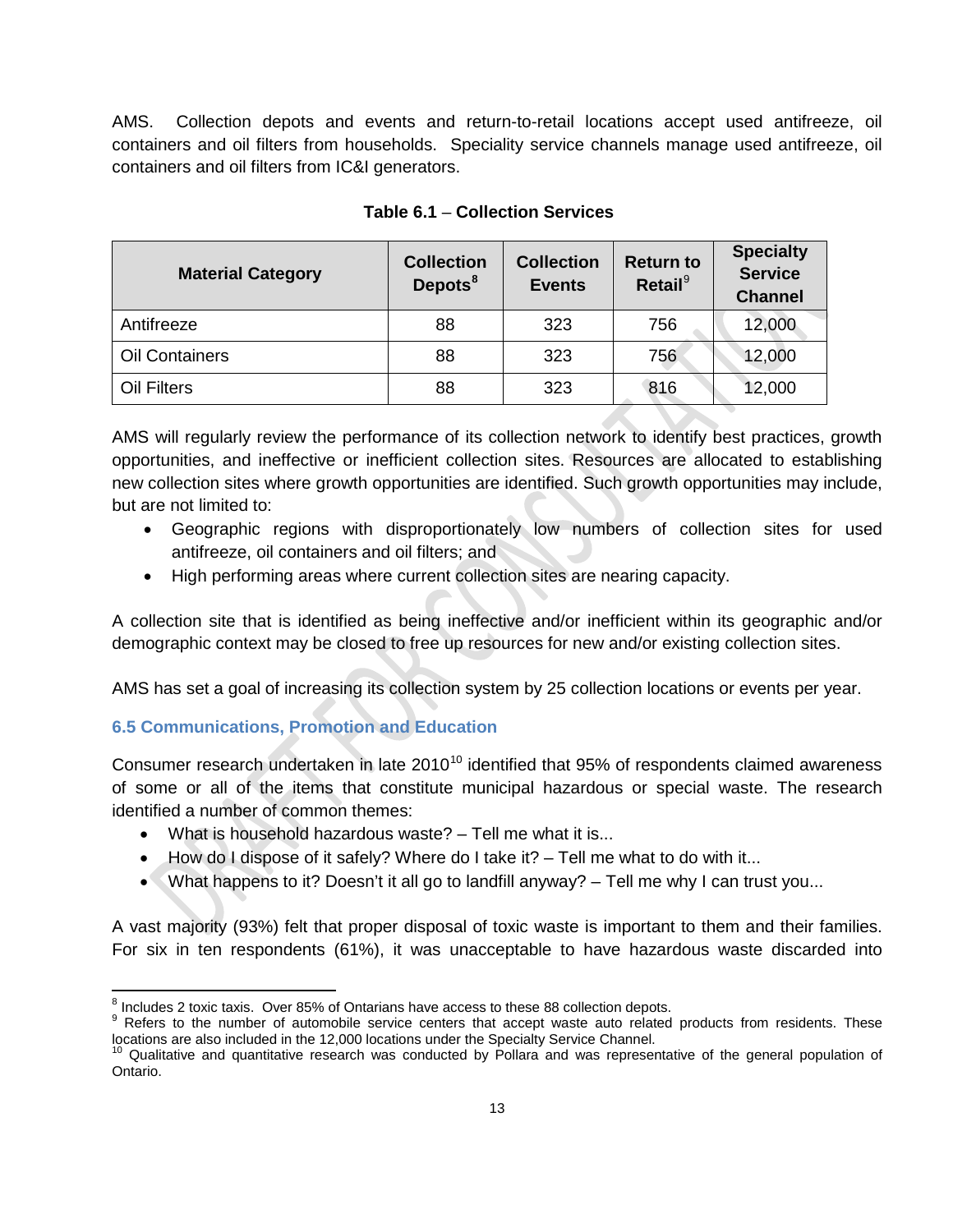AMS. Collection depots and events and return-to-retail locations accept used antifreeze, oil containers and oil filters from households. Speciality service channels manage used antifreeze, oil containers and oil filters from IC&I generators.

**Table 6.1 – Collection Services**

| Material Category | Collection Depots[8] | Collection Events | Return to Retail[9] | Specialty Service Channel |
|---|---|---|---|---|
| Antifreeze | 88 | 323 | 756 | 12,000 |
| Oil Containers | 88 | 323 | 756 | 12,000 |
| Oil Filters | 88 | 323 | 816 | 12,000 |

AMS will regularly review the performance of its collection network to identify best practices, growth opportunities, and ineffective or inefficient collection sites. Resources are allocated to establishing new collection sites where growth opportunities are identified. Such growth opportunities may include, but are not limited to:

- Geographic regions with disproportionately low numbers of collection sites for used antifreeze, oil containers and oil filters; and
- High performing areas where current collection sites are nearing capacity.

A collection site that is identified as being ineffective and/or inefficient within its geographic and/or demographic context may be closed to free up resources for new and/or existing collection sites.

AMS has set a goal of increasing its collection system by 25 collection locations or events per year.

### 6.5 Communications, Promotion and Education

Consumer research undertaken in late 2010[10] identified that 95% of respondents claimed awareness of some or all of the items that constitute municipal hazardous or special waste. The research identified a number of common themes:

- What is household hazardous waste? – Tell me what it is...
- How do I dispose of it safely? Where do I take it? – Tell me what to do with it...
- What happens to it? Doesn't it all go to landfill anyway? – Tell me why I can trust you...

A vast majority (93%) felt that proper disposal of toxic waste is important to them and their families. For six in ten respondents (61%), it was unacceptable to have hazardous waste discarded into

---

[8] Includes 2 toxic taxis. Over 85% of Ontarians have access to these 88 collection depots.

[9] Refers to the number of automobile service centers that accept waste auto related products from residents. These locations are also included in the 12,000 locations under the Specialty Service Channel.

[10] Qualitative and quantitative research was conducted by Pollara and was representative of the general population of Ontario.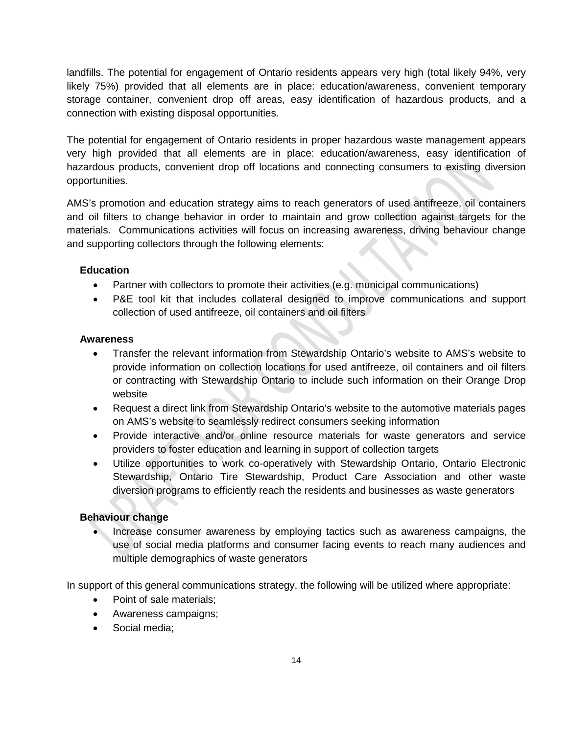landfills. The potential for engagement of Ontario residents appears very high (total likely 94%, very likely 75%) provided that all elements are in place: education/awareness, convenient temporary storage container, convenient drop off areas, easy identification of hazardous products, and a connection with existing disposal opportunities.

The potential for engagement of Ontario residents in proper hazardous waste management appears very high provided that all elements are in place: education/awareness, easy identification of hazardous products, convenient drop off locations and connecting consumers to existing diversion opportunities.

AMS's promotion and education strategy aims to reach generators of used antifreeze, oil containers and oil filters to change behavior in order to maintain and grow collection against targets for the materials. Communications activities will focus on increasing awareness, driving behaviour change and supporting collectors through the following elements:

**Education**

- Partner with collectors to promote their activities (e.g. municipal communications)
- P&E tool kit that includes collateral designed to improve communications and support collection of used antifreeze, oil containers and oil filters

**Awareness**

- Transfer the relevant information from Stewardship Ontario's website to AMS's website to provide information on collection locations for used antifreeze, oil containers and oil filters or contracting with Stewardship Ontario to include such information on their Orange Drop website
- Request a direct link from Stewardship Ontario's website to the automotive materials pages on AMS's website to seamlessly redirect consumers seeking information
- Provide interactive and/or online resource materials for waste generators and service providers to foster education and learning in support of collection targets
- Utilize opportunities to work co-operatively with Stewardship Ontario, Ontario Electronic Stewardship, Ontario Tire Stewardship, Product Care Association and other waste diversion programs to efficiently reach the residents and businesses as waste generators

**Behaviour change**

- Increase consumer awareness by employing tactics such as awareness campaigns, the use of social media platforms and consumer facing events to reach many audiences and multiple demographics of waste generators

In support of this general communications strategy, the following will be utilized where appropriate:

- Point of sale materials;
- Awareness campaigns;
- Social media;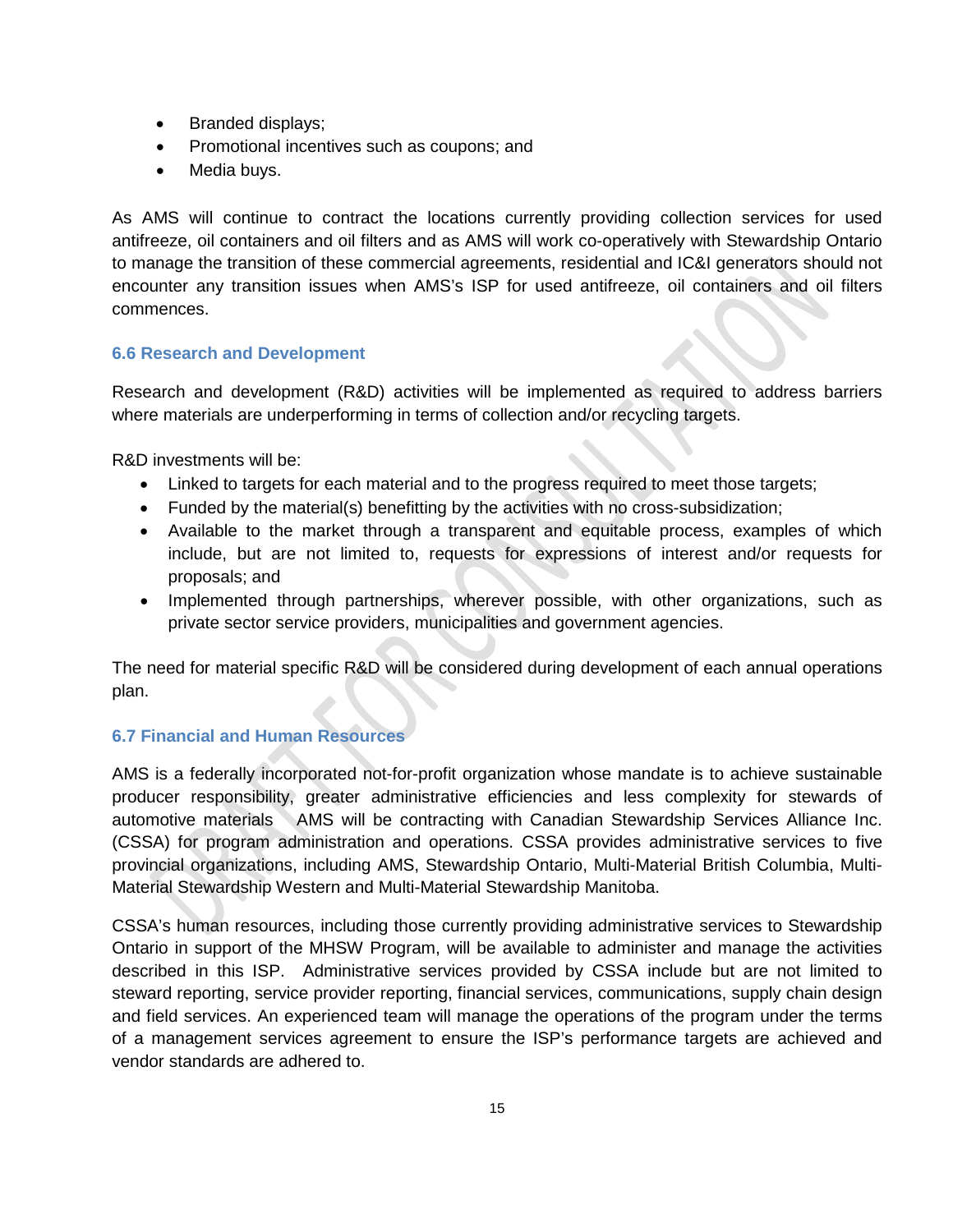- Branded displays;
- Promotional incentives such as coupons; and
- Media buys.

As AMS will continue to contract the locations currently providing collection services for used antifreeze, oil containers and oil filters and as AMS will work co-operatively with Stewardship Ontario to manage the transition of these commercial agreements, residential and IC&I generators should not encounter any transition issues when AMS's ISP for used antifreeze, oil containers and oil filters commences.

### 6.6 Research and Development

Research and development (R&D) activities will be implemented as required to address barriers where materials are underperforming in terms of collection and/or recycling targets.

R&D investments will be:

- Linked to targets for each material and to the progress required to meet those targets;
- Funded by the material(s) benefitting by the activities with no cross-subsidization;
- Available to the market through a transparent and equitable process, examples of which include, but are not limited to, requests for expressions of interest and/or requests for proposals; and
- Implemented through partnerships, wherever possible, with other organizations, such as private sector service providers, municipalities and government agencies.

The need for material specific R&D will be considered during development of each annual operations plan.

### 6.7 Financial and Human Resources

AMS is a federally incorporated not-for-profit organization whose mandate is to achieve sustainable producer responsibility, greater administrative efficiencies and less complexity for stewards of automotive materials AMS will be contracting with Canadian Stewardship Services Alliance Inc. (CSSA) for program administration and operations. CSSA provides administrative services to five provincial organizations, including AMS, Stewardship Ontario, Multi-Material British Columbia, Multi-Material Stewardship Western and Multi-Material Stewardship Manitoba.

CSSA's human resources, including those currently providing administrative services to Stewardship Ontario in support of the MHSW Program, will be available to administer and manage the activities described in this ISP. Administrative services provided by CSSA include but are not limited to steward reporting, service provider reporting, financial services, communications, supply chain design and field services. An experienced team will manage the operations of the program under the terms of a management services agreement to ensure the ISP's performance targets are achieved and vendor standards are adhered to.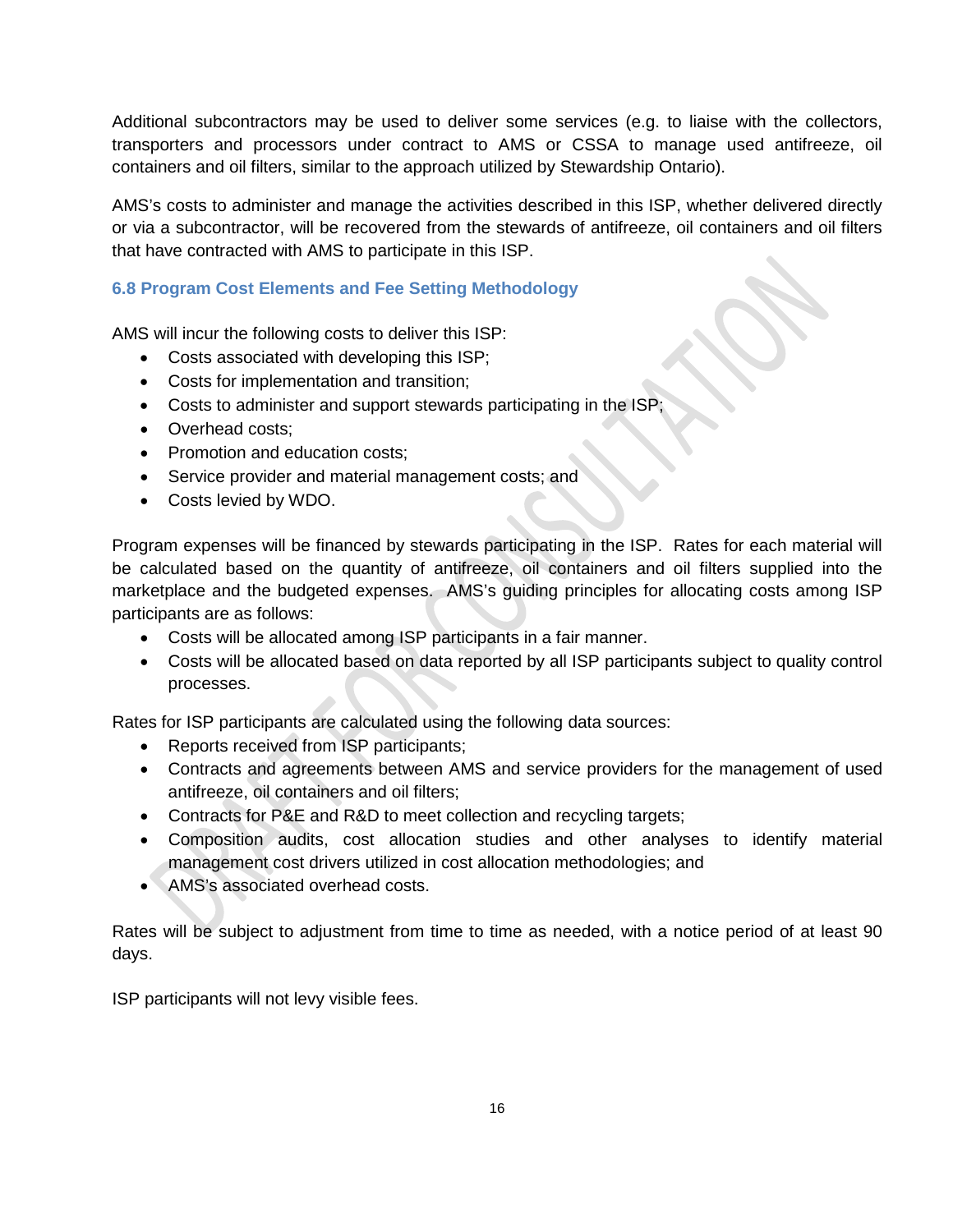Additional subcontractors may be used to deliver some services (e.g. to liaise with the collectors, transporters and processors under contract to AMS or CSSA to manage used antifreeze, oil containers and oil filters, similar to the approach utilized by Stewardship Ontario).

AMS's costs to administer and manage the activities described in this ISP, whether delivered directly or via a subcontractor, will be recovered from the stewards of antifreeze, oil containers and oil filters that have contracted with AMS to participate in this ISP.

### 6.8 Program Cost Elements and Fee Setting Methodology

AMS will incur the following costs to deliver this ISP:

- Costs associated with developing this ISP;
- Costs for implementation and transition;
- Costs to administer and support stewards participating in the ISP;
- Overhead costs;
- Promotion and education costs;
- Service provider and material management costs; and
- Costs levied by WDO.

Program expenses will be financed by stewards participating in the ISP. Rates for each material will be calculated based on the quantity of antifreeze, oil containers and oil filters supplied into the marketplace and the budgeted expenses. AMS's guiding principles for allocating costs among ISP participants are as follows:

- Costs will be allocated among ISP participants in a fair manner.
- Costs will be allocated based on data reported by all ISP participants subject to quality control processes.

Rates for ISP participants are calculated using the following data sources:

- Reports received from ISP participants;
- Contracts and agreements between AMS and service providers for the management of used antifreeze, oil containers and oil filters;
- Contracts for P&E and R&D to meet collection and recycling targets;
- Composition audits, cost allocation studies and other analyses to identify material management cost drivers utilized in cost allocation methodologies; and
- AMS's associated overhead costs.

Rates will be subject to adjustment from time to time as needed, with a notice period of at least 90 days.

ISP participants will not levy visible fees.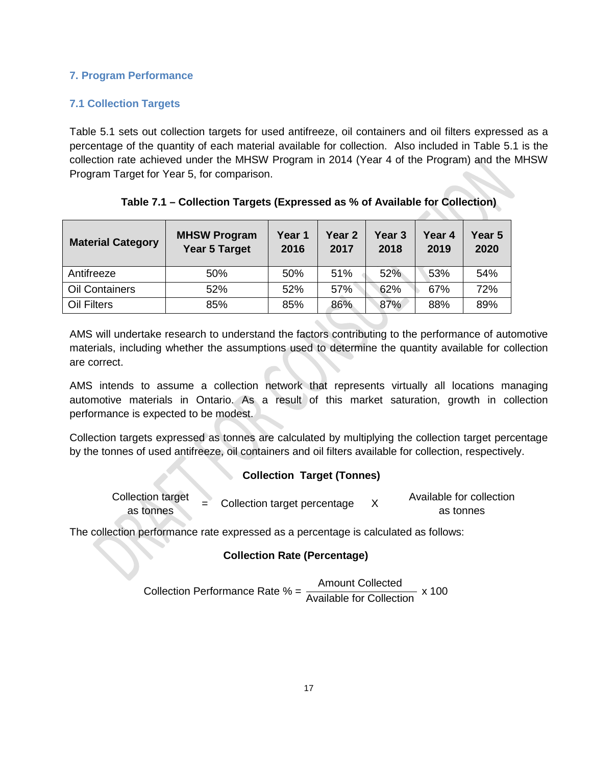## 7. Program Performance

### 7.1 Collection Targets

Table 5.1 sets out collection targets for used antifreeze, oil containers and oil filters expressed as a percentage of the quantity of each material available for collection. Also included in Table 5.1 is the collection rate achieved under the MHSW Program in 2014 (Year 4 of the Program) and the MHSW Program Target for Year 5, for comparison.

**Table 7.1 – Collection Targets (Expressed as % of Available for Collection)**

| Material Category | MHSW Program Year 5 Target | Year 1 2016 | Year 2 2017 | Year 3 2018 | Year 4 2019 | Year 5 2020 |
|---|---|---|---|---|---|---|
| Antifreeze | 50% | 50% | 51% | 52% | 53% | 54% |
| Oil Containers | 52% | 52% | 57% | 62% | 67% | 72% |
| Oil Filters | 85% | 85% | 86% | 87% | 88% | 89% |

AMS will undertake research to understand the factors contributing to the performance of automotive materials, including whether the assumptions used to determine the quantity available for collection are correct.

AMS intends to assume a collection network that represents virtually all locations managing automotive materials in Ontario. As a result of this market saturation, growth in collection performance is expected to be modest.

Collection targets expressed as tonnes are calculated by multiplying the collection target percentage by the tonnes of used antifreeze, oil containers and oil filters available for collection, respectively.

**Collection Target (Tonnes)**

$$\text{Collection target as tonnes} = \text{Collection target percentage} \times \text{Available for collection as tonnes}$$

The collection performance rate expressed as a percentage is calculated as follows:

**Collection Rate (Percentage)**

$$\text{Collection Performance Rate \%} = \frac{\text{Amount Collected}}{\text{Available for Collection}} \times 100$$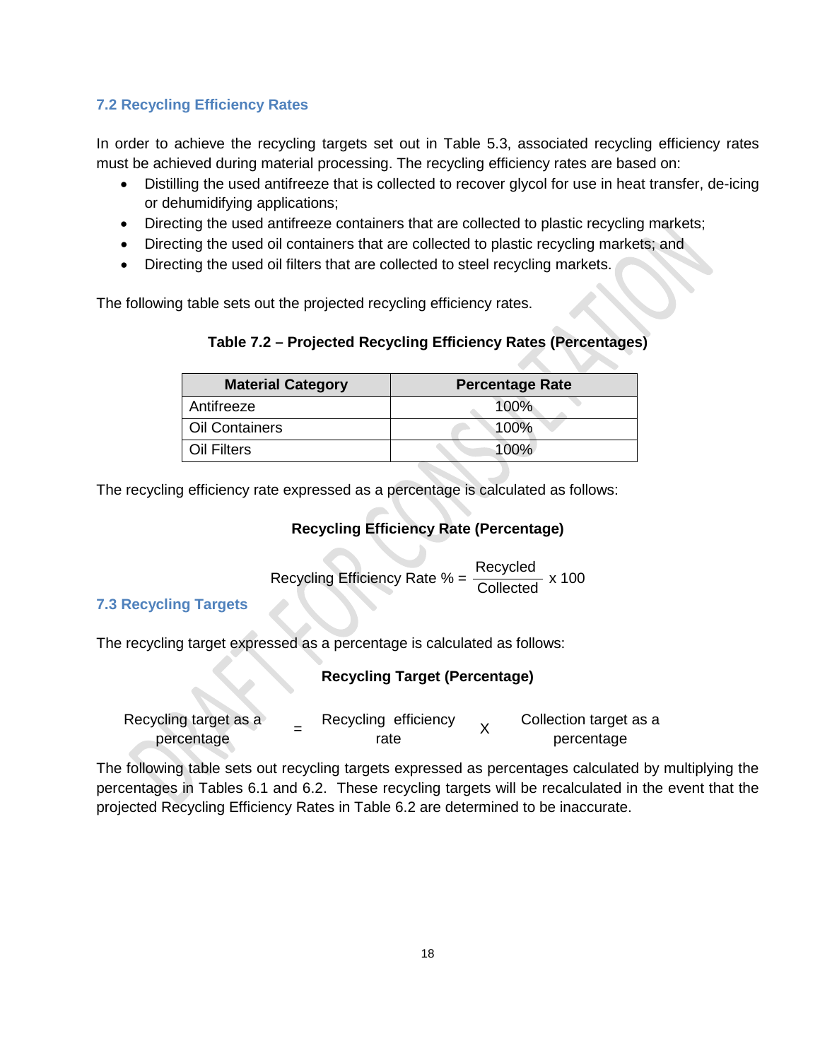### 7.2 Recycling Efficiency Rates

In order to achieve the recycling targets set out in Table 5.3, associated recycling efficiency rates must be achieved during material processing. The recycling efficiency rates are based on:

- Distilling the used antifreeze that is collected to recover glycol for use in heat transfer, de-icing or dehumidifying applications;
- Directing the used antifreeze containers that are collected to plastic recycling markets;
- Directing the used oil containers that are collected to plastic recycling markets; and
- Directing the used oil filters that are collected to steel recycling markets.

The following table sets out the projected recycling efficiency rates.

**Table 7.2 – Projected Recycling Efficiency Rates (Percentages)**

| Material Category | Percentage Rate |
| --- | --- |
| Antifreeze | 100% |
| Oil Containers | 100% |
| Oil Filters | 100% |

The recycling efficiency rate expressed as a percentage is calculated as follows:

**Recycling Efficiency Rate (Percentage)**

$$\text{Recycling Efficiency Rate \%} = \frac{\text{Recycled}}{\text{Collected}} \times 100$$

### 7.3 Recycling Targets

The recycling target expressed as a percentage is calculated as follows:

**Recycling Target (Percentage)**

$$\text{Recycling target as a percentage} = \text{Recycling efficiency rate} \times \text{Collection target as a percentage}$$

The following table sets out recycling targets expressed as percentages calculated by multiplying the percentages in Tables 6.1 and 6.2. These recycling targets will be recalculated in the event that the projected Recycling Efficiency Rates in Table 6.2 are determined to be inaccurate.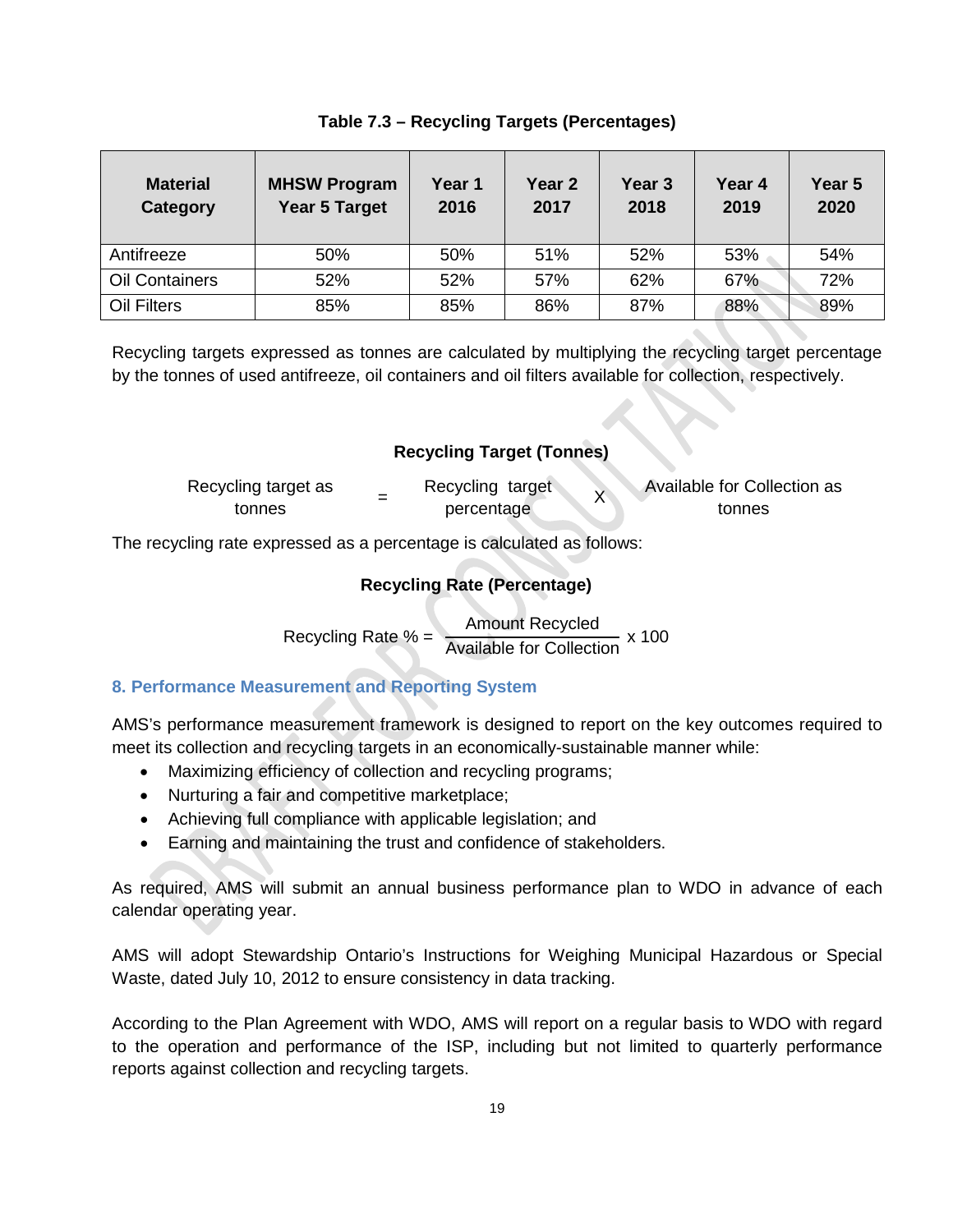**Table 7.3 – Recycling Targets (Percentages)**

| Material Category | MHSW Program Year 5 Target | Year 1 2016 | Year 2 2017 | Year 3 2018 | Year 4 2019 | Year 5 2020 |
|---|---|---|---|---|---|---|
| Antifreeze | 50% | 50% | 51% | 52% | 53% | 54% |
| Oil Containers | 52% | 52% | 57% | 62% | 67% | 72% |
| Oil Filters | 85% | 85% | 86% | 87% | 88% | 89% |

Recycling targets expressed as tonnes are calculated by multiplying the recycling target percentage by the tonnes of used antifreeze, oil containers and oil filters available for collection, respectively.

**Recycling Target (Tonnes)**

$$\text{Recycling target as tonnes} = \text{Recycling target percentage} \times \text{Available for Collection as tonnes}$$

The recycling rate expressed as a percentage is calculated as follows:

**Recycling Rate (Percentage)**

$$\text{Recycling Rate \%} = \frac{\text{Amount Recycled}}{\text{Available for Collection}} \times 100$$

## 8. Performance Measurement and Reporting System

AMS's performance measurement framework is designed to report on the key outcomes required to meet its collection and recycling targets in an economically-sustainable manner while:

- Maximizing efficiency of collection and recycling programs;
- Nurturing a fair and competitive marketplace;
- Achieving full compliance with applicable legislation; and
- Earning and maintaining the trust and confidence of stakeholders.

As required, AMS will submit an annual business performance plan to WDO in advance of each calendar operating year.

AMS will adopt Stewardship Ontario's Instructions for Weighing Municipal Hazardous or Special Waste, dated July 10, 2012 to ensure consistency in data tracking.

According to the Plan Agreement with WDO, AMS will report on a regular basis to WDO with regard to the operation and performance of the ISP, including but not limited to quarterly performance reports against collection and recycling targets.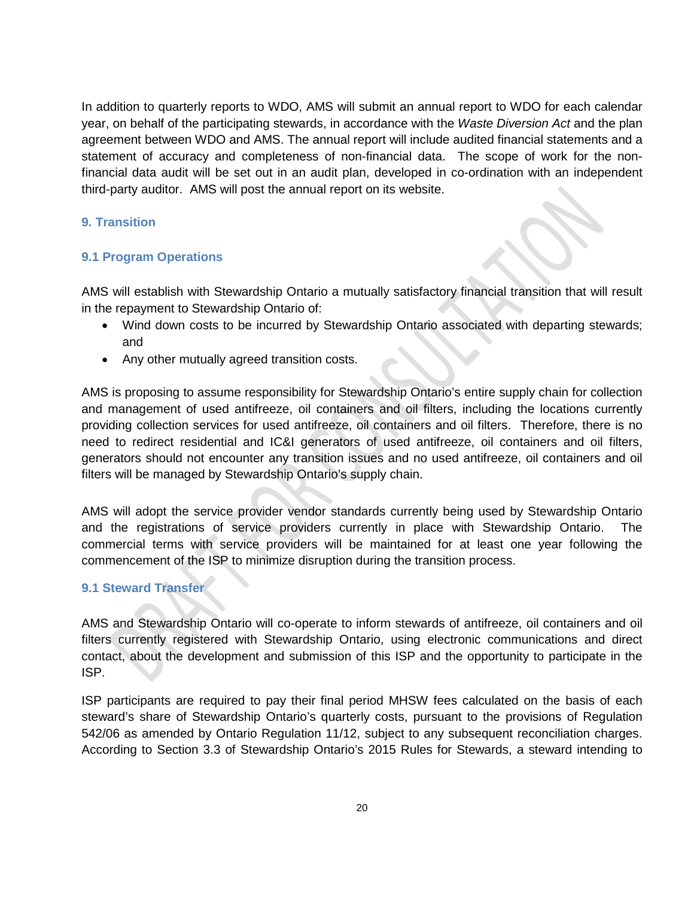In addition to quarterly reports to WDO, AMS will submit an annual report to WDO for each calendar year, on behalf of the participating stewards, in accordance with the *Waste Diversion Act* and the plan agreement between WDO and AMS. The annual report will include audited financial statements and a statement of accuracy and completeness of non-financial data. The scope of work for the non-financial data audit will be set out in an audit plan, developed in co-ordination with an independent third-party auditor. AMS will post the annual report on its website.

## 9. Transition

### 9.1 Program Operations

AMS will establish with Stewardship Ontario a mutually satisfactory financial transition that will result in the repayment to Stewardship Ontario of:

- Wind down costs to be incurred by Stewardship Ontario associated with departing stewards; and
- Any other mutually agreed transition costs.

AMS is proposing to assume responsibility for Stewardship Ontario's entire supply chain for collection and management of used antifreeze, oil containers and oil filters, including the locations currently providing collection services for used antifreeze, oil containers and oil filters. Therefore, there is no need to redirect residential and IC&I generators of used antifreeze, oil containers and oil filters, generators should not encounter any transition issues and no used antifreeze, oil containers and oil filters will be managed by Stewardship Ontario's supply chain.

AMS will adopt the service provider vendor standards currently being used by Stewardship Ontario and the registrations of service providers currently in place with Stewardship Ontario. The commercial terms with service providers will be maintained for at least one year following the commencement of the ISP to minimize disruption during the transition process.

### 9.1 Steward Transfer

AMS and Stewardship Ontario will co-operate to inform stewards of antifreeze, oil containers and oil filters currently registered with Stewardship Ontario, using electronic communications and direct contact, about the development and submission of this ISP and the opportunity to participate in the ISP.

ISP participants are required to pay their final period MHSW fees calculated on the basis of each steward's share of Stewardship Ontario's quarterly costs, pursuant to the provisions of Regulation 542/06 as amended by Ontario Regulation 11/12, subject to any subsequent reconciliation charges. According to Section 3.3 of Stewardship Ontario's 2015 Rules for Stewards, a steward intending to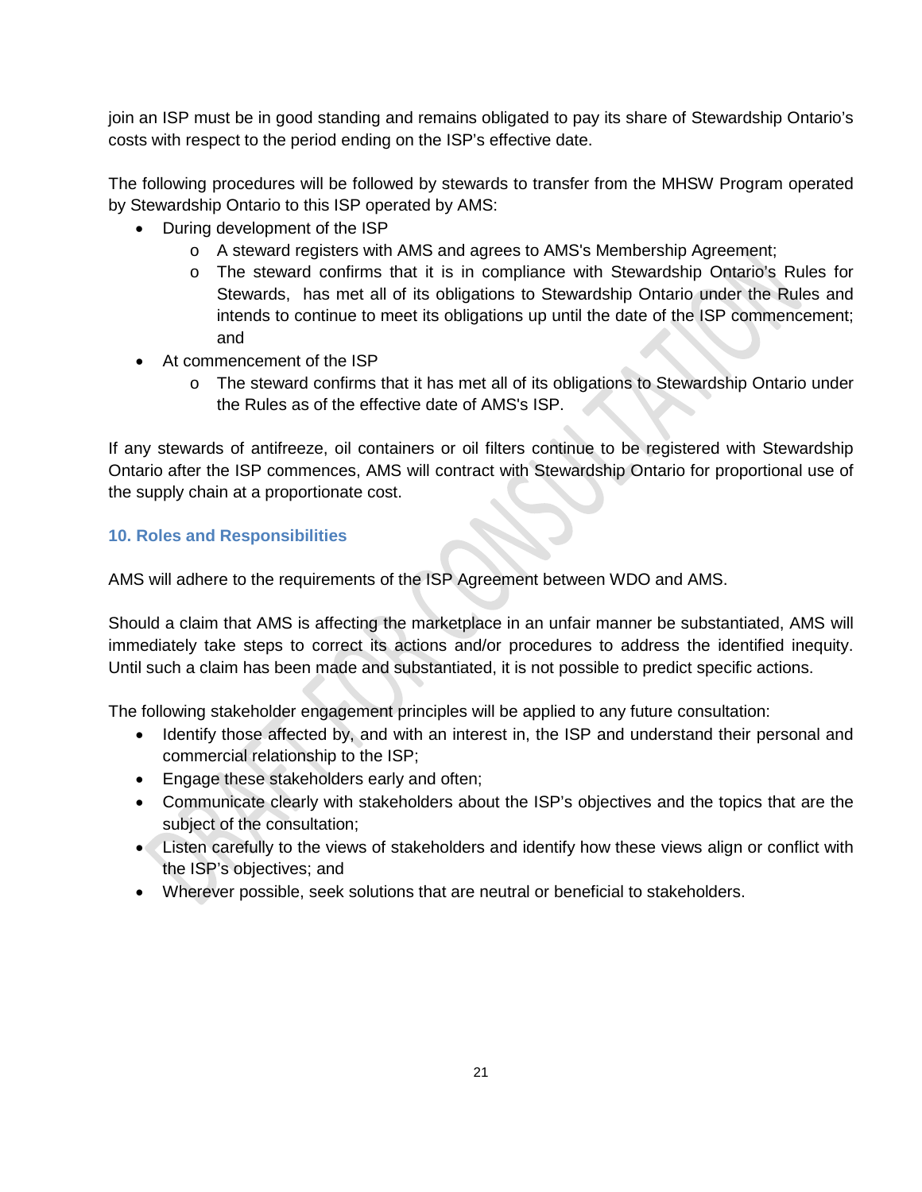join an ISP must be in good standing and remains obligated to pay its share of Stewardship Ontario's costs with respect to the period ending on the ISP's effective date.

The following procedures will be followed by stewards to transfer from the MHSW Program operated by Stewardship Ontario to this ISP operated by AMS:

- During development of the ISP
  - A steward registers with AMS and agrees to AMS's Membership Agreement;
  - The steward confirms that it is in compliance with Stewardship Ontario's Rules for Stewards, has met all of its obligations to Stewardship Ontario under the Rules and intends to continue to meet its obligations up until the date of the ISP commencement; and
- At commencement of the ISP
  - The steward confirms that it has met all of its obligations to Stewardship Ontario under the Rules as of the effective date of AMS's ISP.

If any stewards of antifreeze, oil containers or oil filters continue to be registered with Stewardship Ontario after the ISP commences, AMS will contract with Stewardship Ontario for proportional use of the supply chain at a proportionate cost.

## 10. Roles and Responsibilities

AMS will adhere to the requirements of the ISP Agreement between WDO and AMS.

Should a claim that AMS is affecting the marketplace in an unfair manner be substantiated, AMS will immediately take steps to correct its actions and/or procedures to address the identified inequity. Until such a claim has been made and substantiated, it is not possible to predict specific actions.

The following stakeholder engagement principles will be applied to any future consultation:

- Identify those affected by, and with an interest in, the ISP and understand their personal and commercial relationship to the ISP;
- Engage these stakeholders early and often;
- Communicate clearly with stakeholders about the ISP's objectives and the topics that are the subject of the consultation;
- Listen carefully to the views of stakeholders and identify how these views align or conflict with the ISP's objectives; and
- Wherever possible, seek solutions that are neutral or beneficial to stakeholders.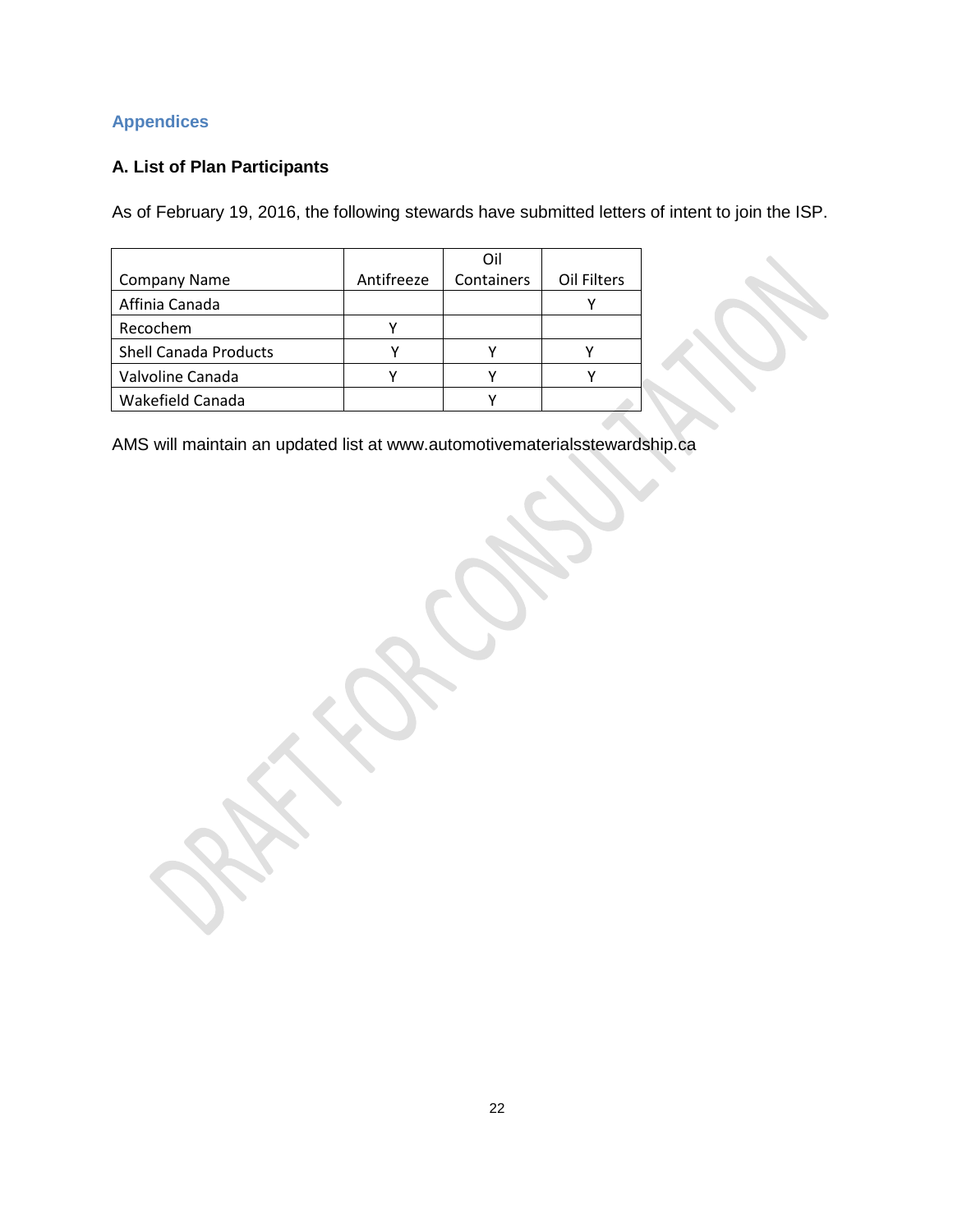## Appendices

### A. List of Plan Participants

As of February 19, 2016, the following stewards have submitted letters of intent to join the ISP.

| Company Name | Antifreeze | Oil Containers | Oil Filters |
|---|---|---|---|
| Affinia Canada | | | Y |
| Recochem | Y | | |
| Shell Canada Products | Y | Y | Y |
| Valvoline Canada | Y | Y | Y |
| Wakefield Canada | | Y | |

AMS will maintain an updated list at www.automotivematerialsstewardship.ca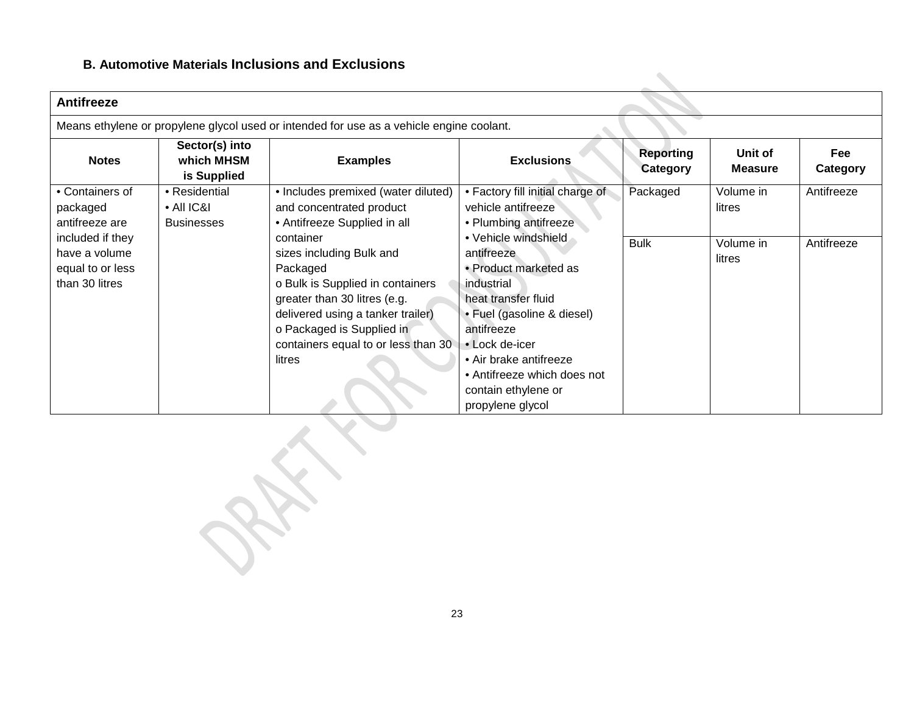### B. Automotive Materials Inclusions and Exclusions

| Antifreeze | | | | | | |
|---|---|---|---|---|---|---|
| Means ethylene or propylene glycol used or intended for use as a vehicle engine coolant. | | | | | | |
| **Notes** | **Sector(s) into which MHSM is Supplied** | **Examples** | **Exclusions** | **Reporting Category** | **Unit of Measure** | **Fee Category** |
| • Containers of packaged antifreeze are included if they have a volume equal to or less than 30 litres | • Residential<br>• All IC&I Businesses | • Includes premixed (water diluted) and concentrated product<br>• Antifreeze Supplied in all container sizes including Bulk and Packaged<br>o Bulk is Supplied in containers greater than 30 litres (e.g. delivered using a tanker trailer)<br>o Packaged is Supplied in containers equal to or less than 30 litres | • Factory fill initial charge of vehicle antifreeze<br>• Plumbing antifreeze<br>• Vehicle windshield antifreeze<br>• Product marketed as industrial heat transfer fluid<br>• Fuel (gasoline & diesel) antifreeze<br>• Lock de-icer<br>• Air brake antifreeze<br>• Antifreeze which does not contain ethylene or propylene glycol | Packaged | Volume in litres | Antifreeze |
| | | | | Bulk | Volume in litres | Antifreeze |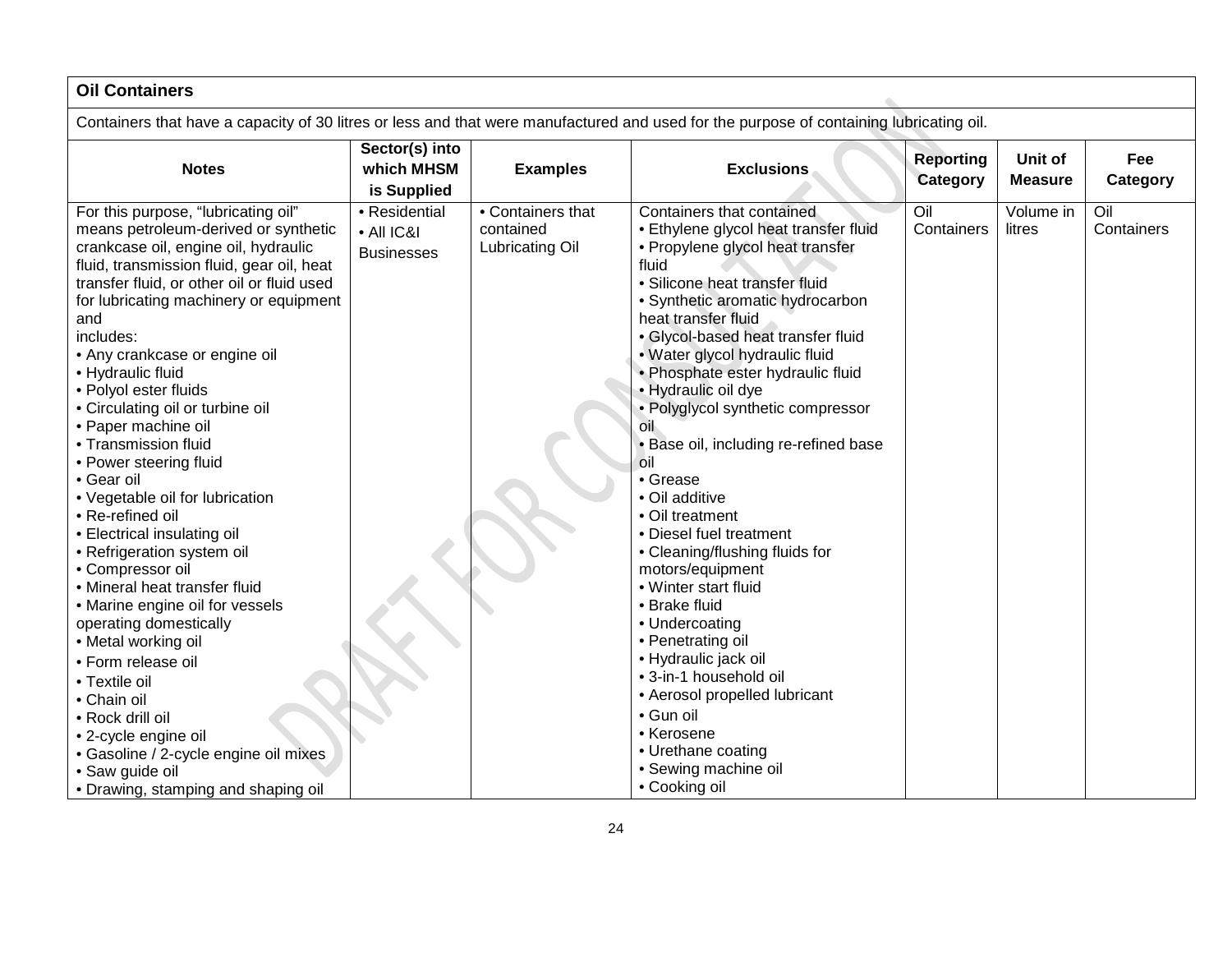| Oil Containers | | | | | | |
|---|---|---|---|---|---|---|
| Containers that have a capacity of 30 litres or less and that were manufactured and used for the purpose of containing lubricating oil. | | | | | | |
| **Notes** | **Sector(s) into which MHSM is Supplied** | **Examples** | **Exclusions** | **Reporting Category** | **Unit of Measure** | **Fee Category** |
| For this purpose, "lubricating oil" means petroleum-derived or synthetic crankcase oil, engine oil, hydraulic fluid, transmission fluid, gear oil, heat transfer fluid, or other oil or fluid used for lubricating machinery or equipment and includes:<br>• Any crankcase or engine oil<br>• Hydraulic fluid<br>• Polyol ester fluids<br>• Circulating oil or turbine oil<br>• Paper machine oil<br>• Transmission fluid<br>• Power steering fluid<br>• Gear oil<br>• Vegetable oil for lubrication<br>• Re-refined oil<br>• Electrical insulating oil<br>• Refrigeration system oil<br>• Compressor oil<br>• Mineral heat transfer fluid<br>• Marine engine oil for vessels operating domestically<br>• Metal working oil<br>• Form release oil<br>• Textile oil<br>• Chain oil<br>• Rock drill oil<br>• 2-cycle engine oil<br>• Gasoline / 2-cycle engine oil mixes<br>• Saw guide oil<br>• Drawing, stamping and shaping oil | • Residential<br>• All IC&I Businesses | • Containers that contained Lubricating Oil | Containers that contained<br>• Ethylene glycol heat transfer fluid<br>• Propylene glycol heat transfer fluid<br>• Silicone heat transfer fluid<br>• Synthetic aromatic hydrocarbon heat transfer fluid<br>• Glycol-based heat transfer fluid<br>• Water glycol hydraulic fluid<br>• Phosphate ester hydraulic fluid<br>• Hydraulic oil dye<br>• Polyglycol synthetic compressor oil<br>• Base oil, including re-refined base oil<br>• Grease<br>• Oil additive<br>• Oil treatment<br>• Diesel fuel treatment<br>• Cleaning/flushing fluids for motors/equipment<br>• Winter start fluid<br>• Brake fluid<br>• Undercoating<br>• Penetrating oil<br>• Hydraulic jack oil<br>• 3-in-1 household oil<br>• Aerosol propelled lubricant<br>• Gun oil<br>• Kerosene<br>• Urethane coating<br>• Sewing machine oil<br>• Cooking oil | Oil Containers | Volume in litres | Oil Containers |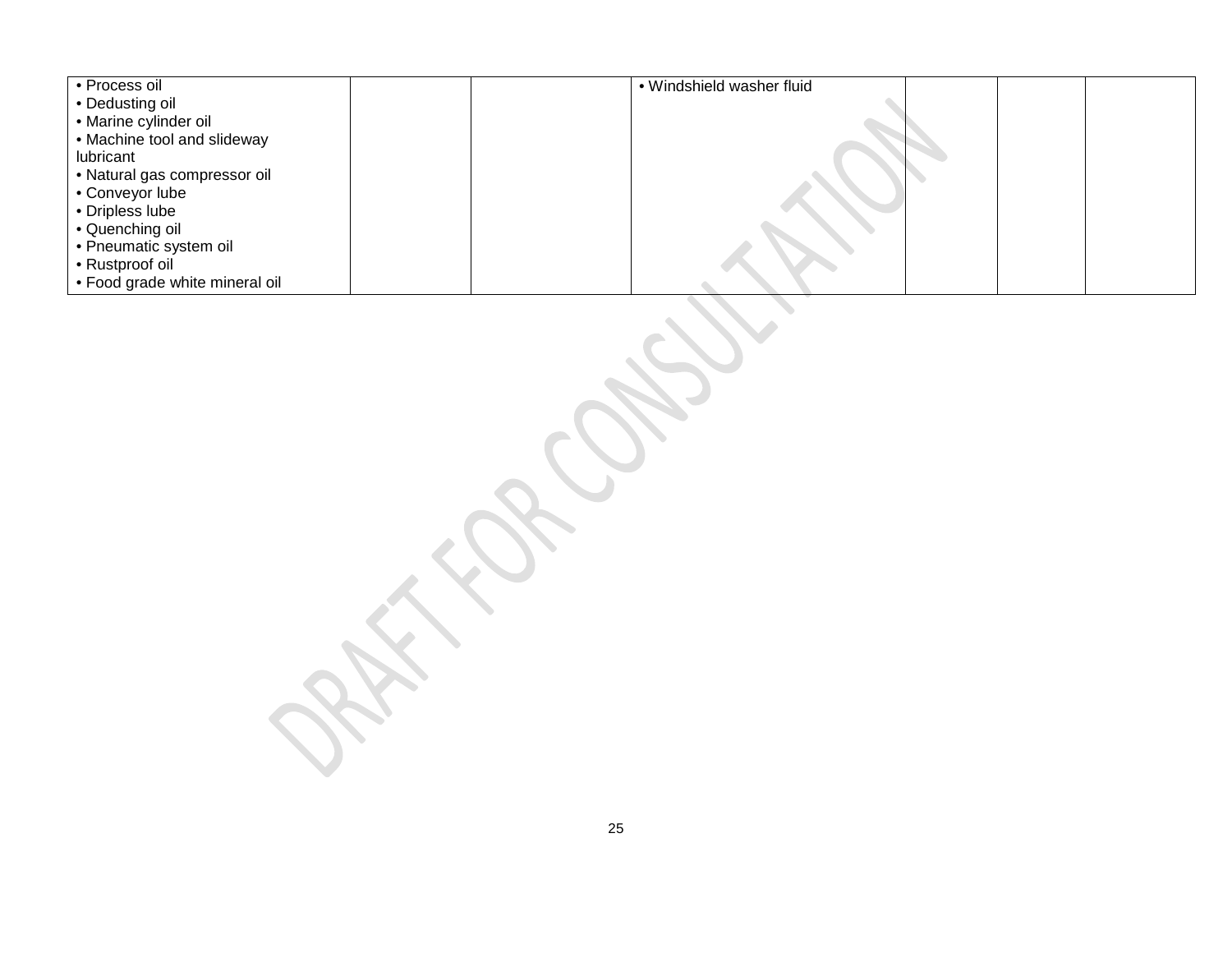| | | | | | | |
|---|---|---|---|---|---|---|
| • Process oil<br>• Dedusting oil<br>• Marine cylinder oil<br>• Machine tool and slideway lubricant<br>• Natural gas compressor oil<br>• Conveyor lube<br>• Dripless lube<br>• Quenching oil<br>• Pneumatic system oil<br>• Rustproof oil<br>• Food grade white mineral oil | | | • Windshield washer fluid | | | |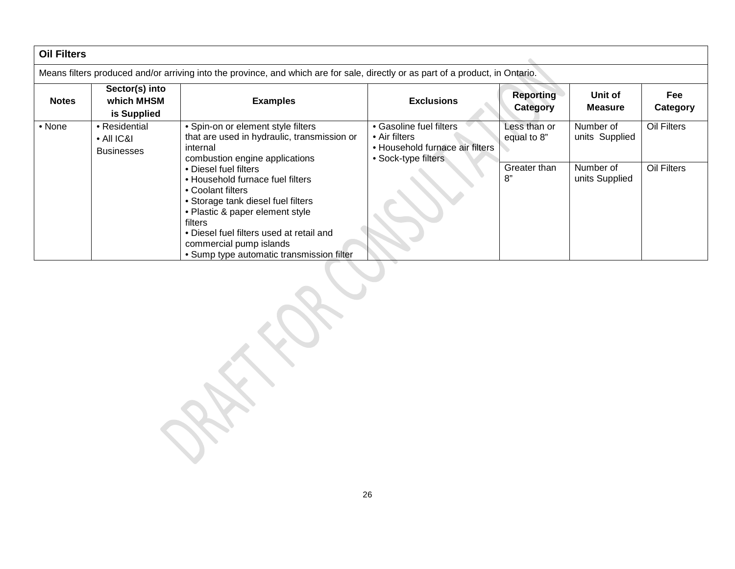| Oil Filters | | | | | | |
|---|---|---|---|---|---|---|
| Means filters produced and/or arriving into the province, and which are for sale, directly or as part of a product, in Ontario. | | | | | | |
| **Notes** | **Sector(s) into which MHSM is Supplied** | **Examples** | **Exclusions** | **Reporting Category** | **Unit of Measure** | **Fee Category** |
| • None | • Residential<br>• All IC&I Businesses | • Spin-on or element style filters that are used in hydraulic, transmission or internal combustion engine applications<br>• Diesel fuel filters<br>• Household furnace fuel filters<br>• Coolant filters<br>• Storage tank diesel fuel filters<br>• Plastic & paper element style filters<br>• Diesel fuel filters used at retail and commercial pump islands<br>• Sump type automatic transmission filter | • Gasoline fuel filters<br>• Air filters<br>• Household furnace air filters<br>• Sock-type filters | Less than or equal to 8" | Number of units Supplied | Oil Filters |
| | | | | Greater than 8" | Number of units Supplied | Oil Filters |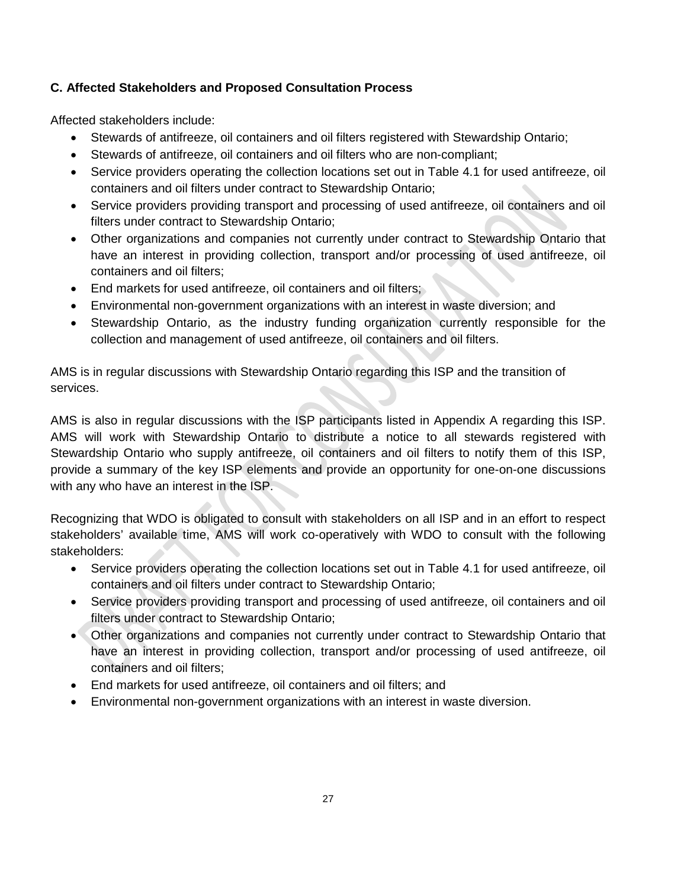### C. Affected Stakeholders and Proposed Consultation Process

Affected stakeholders include:

- Stewards of antifreeze, oil containers and oil filters registered with Stewardship Ontario;
- Stewards of antifreeze, oil containers and oil filters who are non-compliant;
- Service providers operating the collection locations set out in Table 4.1 for used antifreeze, oil containers and oil filters under contract to Stewardship Ontario;
- Service providers providing transport and processing of used antifreeze, oil containers and oil filters under contract to Stewardship Ontario;
- Other organizations and companies not currently under contract to Stewardship Ontario that have an interest in providing collection, transport and/or processing of used antifreeze, oil containers and oil filters;
- End markets for used antifreeze, oil containers and oil filters;
- Environmental non-government organizations with an interest in waste diversion; and
- Stewardship Ontario, as the industry funding organization currently responsible for the collection and management of used antifreeze, oil containers and oil filters.

AMS is in regular discussions with Stewardship Ontario regarding this ISP and the transition of services.

AMS is also in regular discussions with the ISP participants listed in Appendix A regarding this ISP. AMS will work with Stewardship Ontario to distribute a notice to all stewards registered with Stewardship Ontario who supply antifreeze, oil containers and oil filters to notify them of this ISP, provide a summary of the key ISP elements and provide an opportunity for one-on-one discussions with any who have an interest in the ISP.

Recognizing that WDO is obligated to consult with stakeholders on all ISP and in an effort to respect stakeholders' available time, AMS will work co-operatively with WDO to consult with the following stakeholders:

- Service providers operating the collection locations set out in Table 4.1 for used antifreeze, oil containers and oil filters under contract to Stewardship Ontario;
- Service providers providing transport and processing of used antifreeze, oil containers and oil filters under contract to Stewardship Ontario;
- Other organizations and companies not currently under contract to Stewardship Ontario that have an interest in providing collection, transport and/or processing of used antifreeze, oil containers and oil filters;
- End markets for used antifreeze, oil containers and oil filters; and
- Environmental non-government organizations with an interest in waste diversion.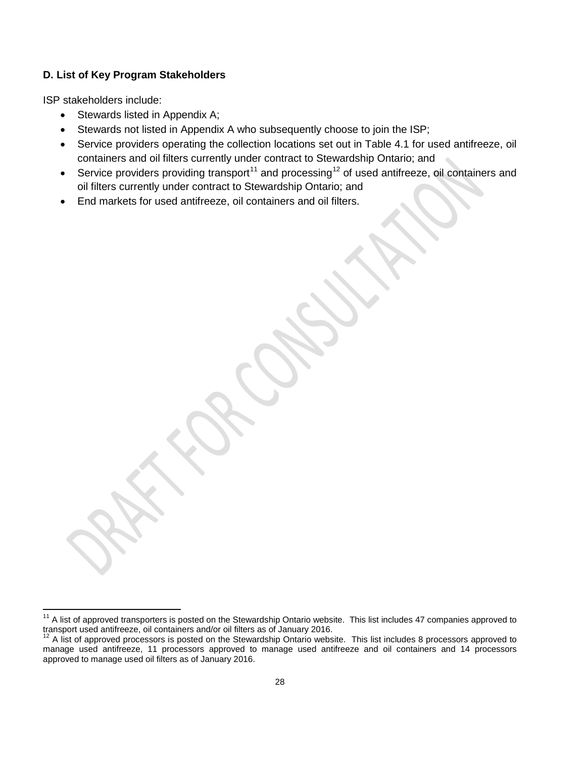### D. List of Key Program Stakeholders

ISP stakeholders include:

- Stewards listed in Appendix A;
- Stewards not listed in Appendix A who subsequently choose to join the ISP;
- Service providers operating the collection locations set out in Table 4.1 for used antifreeze, oil containers and oil filters currently under contract to Stewardship Ontario; and
- Service providers providing transport[11] and processing[12] of used antifreeze, oil containers and oil filters currently under contract to Stewardship Ontario; and
- End markets for used antifreeze, oil containers and oil filters.

[11] A list of approved transporters is posted on the Stewardship Ontario website. This list includes 47 companies approved to transport used antifreeze, oil containers and/or oil filters as of January 2016.

[12] A list of approved processors is posted on the Stewardship Ontario website. This list includes 8 processors approved to manage used antifreeze, 11 processors approved to manage used antifreeze and oil containers and 14 processors approved to manage used oil filters as of January 2016.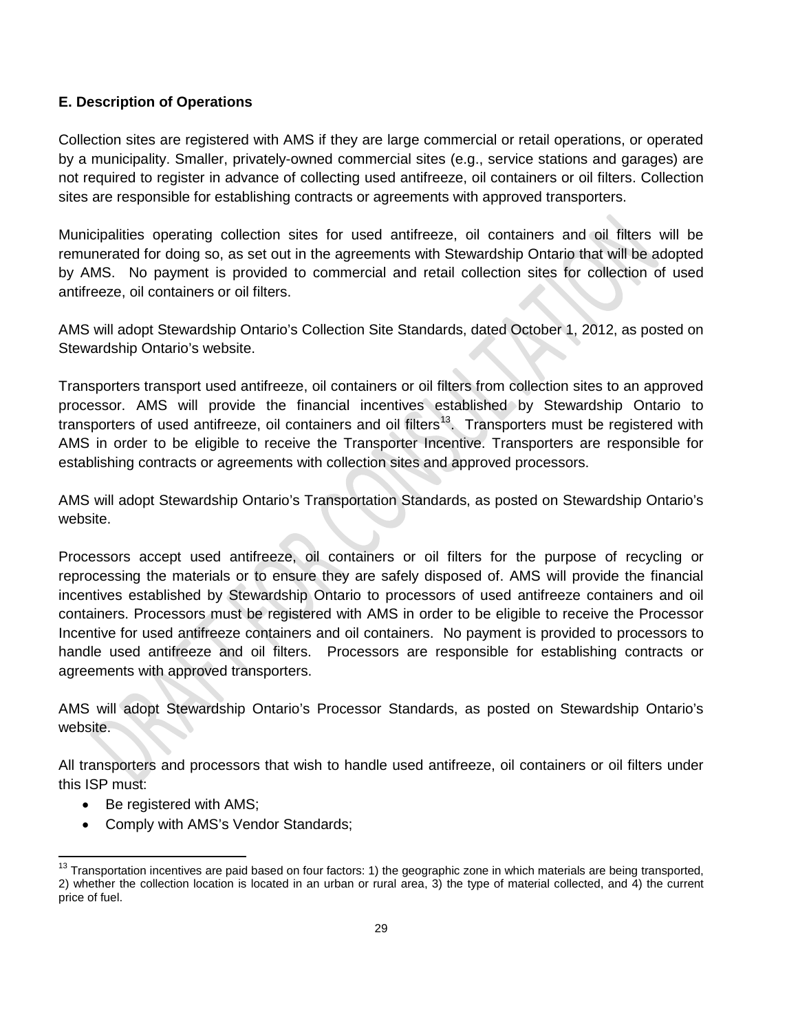### E. Description of Operations

Collection sites are registered with AMS if they are large commercial or retail operations, or operated by a municipality. Smaller, privately-owned commercial sites (e.g., service stations and garages) are not required to register in advance of collecting used antifreeze, oil containers or oil filters. Collection sites are responsible for establishing contracts or agreements with approved transporters.

Municipalities operating collection sites for used antifreeze, oil containers and oil filters will be remunerated for doing so, as set out in the agreements with Stewardship Ontario that will be adopted by AMS. No payment is provided to commercial and retail collection sites for collection of used antifreeze, oil containers or oil filters.

AMS will adopt Stewardship Ontario's Collection Site Standards, dated October 1, 2012, as posted on Stewardship Ontario's website.

Transporters transport used antifreeze, oil containers or oil filters from collection sites to an approved processor. AMS will provide the financial incentives established by Stewardship Ontario to transporters of used antifreeze, oil containers and oil filters[13]. Transporters must be registered with AMS in order to be eligible to receive the Transporter Incentive. Transporters are responsible for establishing contracts or agreements with collection sites and approved processors.

AMS will adopt Stewardship Ontario's Transportation Standards, as posted on Stewardship Ontario's website.

Processors accept used antifreeze, oil containers or oil filters for the purpose of recycling or reprocessing the materials or to ensure they are safely disposed of. AMS will provide the financial incentives established by Stewardship Ontario to processors of used antifreeze containers and oil containers. Processors must be registered with AMS in order to be eligible to receive the Processor Incentive for used antifreeze containers and oil containers. No payment is provided to processors to handle used antifreeze and oil filters. Processors are responsible for establishing contracts or agreements with approved transporters.

AMS will adopt Stewardship Ontario's Processor Standards, as posted on Stewardship Ontario's website.

All transporters and processors that wish to handle used antifreeze, oil containers or oil filters under this ISP must:

- Be registered with AMS;
- Comply with AMS's Vendor Standards;

[13] Transportation incentives are paid based on four factors: 1) the geographic zone in which materials are being transported, 2) whether the collection location is located in an urban or rural area, 3) the type of material collected, and 4) the current price of fuel.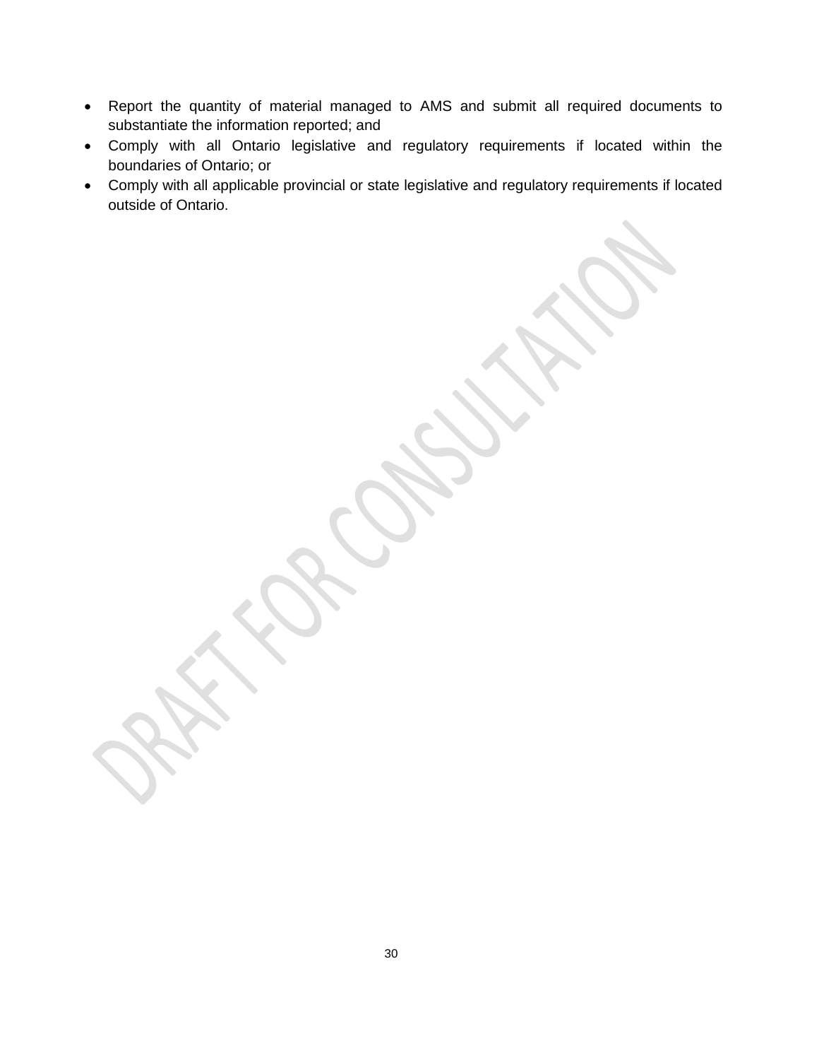- Report the quantity of material managed to AMS and submit all required documents to substantiate the information reported; and
- Comply with all Ontario legislative and regulatory requirements if located within the boundaries of Ontario; or
- Comply with all applicable provincial or state legislative and regulatory requirements if located outside of Ontario.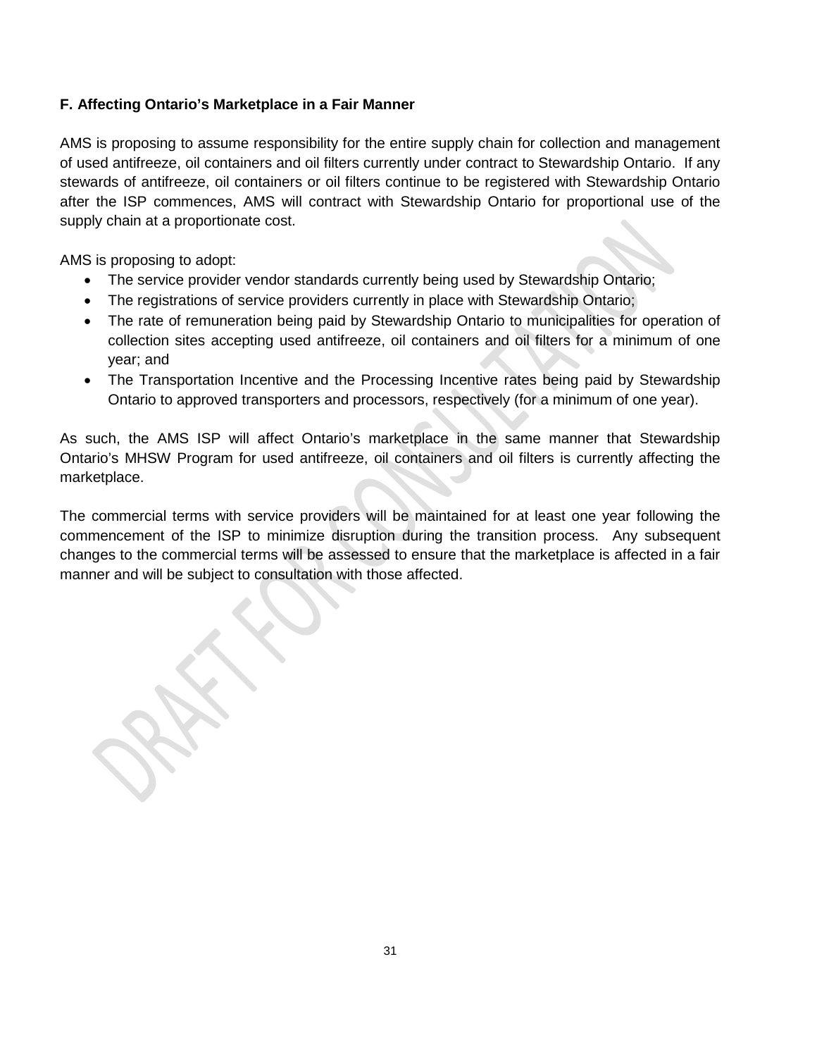### F. Affecting Ontario's Marketplace in a Fair Manner

AMS is proposing to assume responsibility for the entire supply chain for collection and management of used antifreeze, oil containers and oil filters currently under contract to Stewardship Ontario. If any stewards of antifreeze, oil containers or oil filters continue to be registered with Stewardship Ontario after the ISP commences, AMS will contract with Stewardship Ontario for proportional use of the supply chain at a proportionate cost.

AMS is proposing to adopt:

- The service provider vendor standards currently being used by Stewardship Ontario;
- The registrations of service providers currently in place with Stewardship Ontario;
- The rate of remuneration being paid by Stewardship Ontario to municipalities for operation of collection sites accepting used antifreeze, oil containers and oil filters for a minimum of one year; and
- The Transportation Incentive and the Processing Incentive rates being paid by Stewardship Ontario to approved transporters and processors, respectively (for a minimum of one year).

As such, the AMS ISP will affect Ontario's marketplace in the same manner that Stewardship Ontario's MHSW Program for used antifreeze, oil containers and oil filters is currently affecting the marketplace.

The commercial terms with service providers will be maintained for at least one year following the commencement of the ISP to minimize disruption during the transition process. Any subsequent changes to the commercial terms will be assessed to ensure that the marketplace is affected in a fair manner and will be subject to consultation with those affected.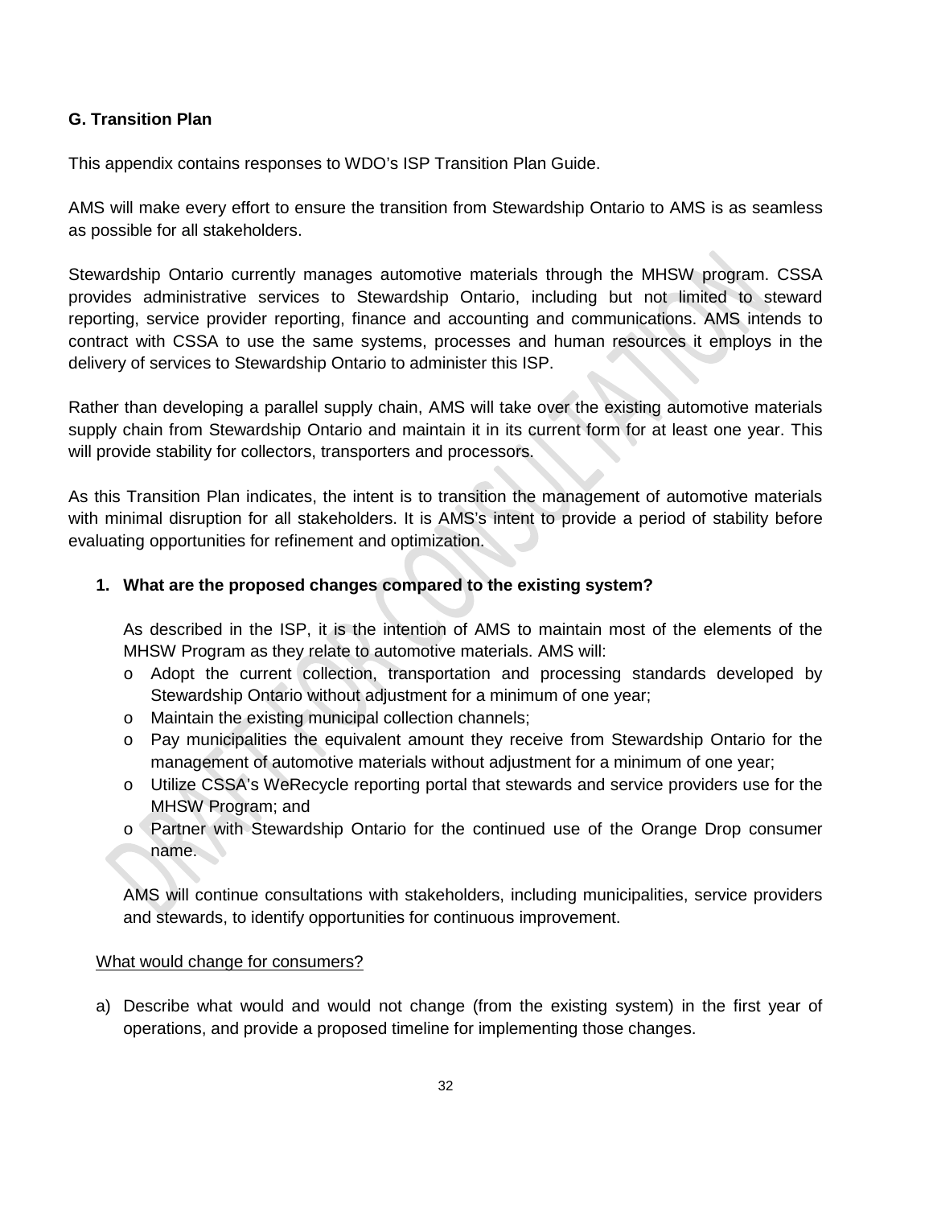### G. Transition Plan

This appendix contains responses to WDO's ISP Transition Plan Guide.

AMS will make every effort to ensure the transition from Stewardship Ontario to AMS is as seamless as possible for all stakeholders.

Stewardship Ontario currently manages automotive materials through the MHSW program. CSSA provides administrative services to Stewardship Ontario, including but not limited to steward reporting, service provider reporting, finance and accounting and communications. AMS intends to contract with CSSA to use the same systems, processes and human resources it employs in the delivery of services to Stewardship Ontario to administer this ISP.

Rather than developing a parallel supply chain, AMS will take over the existing automotive materials supply chain from Stewardship Ontario and maintain it in its current form for at least one year. This will provide stability for collectors, transporters and processors.

As this Transition Plan indicates, the intent is to transition the management of automotive materials with minimal disruption for all stakeholders. It is AMS's intent to provide a period of stability before evaluating opportunities for refinement and optimization.

1. **What are the proposed changes compared to the existing system?**

   As described in the ISP, it is the intention of AMS to maintain most of the elements of the MHSW Program as they relate to automotive materials. AMS will:

   - Adopt the current collection, transportation and processing standards developed by Stewardship Ontario without adjustment for a minimum of one year;
   - Maintain the existing municipal collection channels;
   - Pay municipalities the equivalent amount they receive from Stewardship Ontario for the management of automotive materials without adjustment for a minimum of one year;
   - Utilize CSSA's WeRecycle reporting portal that stewards and service providers use for the MHSW Program; and
   - Partner with Stewardship Ontario for the continued use of the Orange Drop consumer name.

   AMS will continue consultations with stakeholders, including municipalities, service providers and stewards, to identify opportunities for continuous improvement.

<u>What would change for consumers?</u>

a) Describe what would and would not change (from the existing system) in the first year of operations, and provide a proposed timeline for implementing those changes.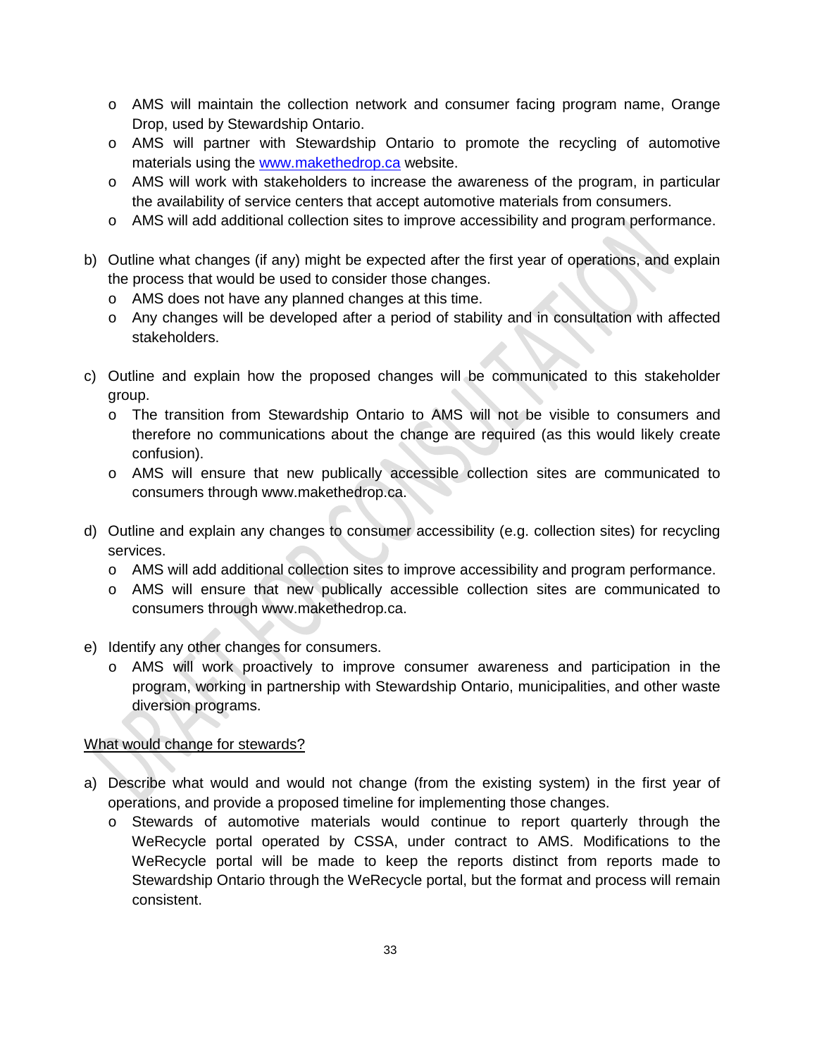- AMS will maintain the collection network and consumer facing program name, Orange Drop, used by Stewardship Ontario.
- AMS will partner with Stewardship Ontario to promote the recycling of automotive materials using the [www.makethedrop.ca](www.makethedrop.ca) website.
- AMS will work with stakeholders to increase the awareness of the program, in particular the availability of service centers that accept automotive materials from consumers.
- AMS will add additional collection sites to improve accessibility and program performance.

b) Outline what changes (if any) might be expected after the first year of operations, and explain the process that would be used to consider those changes.
   - AMS does not have any planned changes at this time.
   - Any changes will be developed after a period of stability and in consultation with affected stakeholders.

c) Outline and explain how the proposed changes will be communicated to this stakeholder group.
   - The transition from Stewardship Ontario to AMS will not be visible to consumers and therefore no communications about the change are required (as this would likely create confusion).
   - AMS will ensure that new publically accessible collection sites are communicated to consumers through www.makethedrop.ca.

d) Outline and explain any changes to consumer accessibility (e.g. collection sites) for recycling services.
   - AMS will add additional collection sites to improve accessibility and program performance.
   - AMS will ensure that new publically accessible collection sites are communicated to consumers through www.makethedrop.ca.

e) Identify any other changes for consumers.
   - AMS will work proactively to improve consumer awareness and participation in the program, working in partnership with Stewardship Ontario, municipalities, and other waste diversion programs.

<u>What would change for stewards?</u>

a) Describe what would and would not change (from the existing system) in the first year of operations, and provide a proposed timeline for implementing those changes.
   - Stewards of automotive materials would continue to report quarterly through the WeRecycle portal operated by CSSA, under contract to AMS. Modifications to the WeRecycle portal will be made to keep the reports distinct from reports made to Stewardship Ontario through the WeRecycle portal, but the format and process will remain consistent.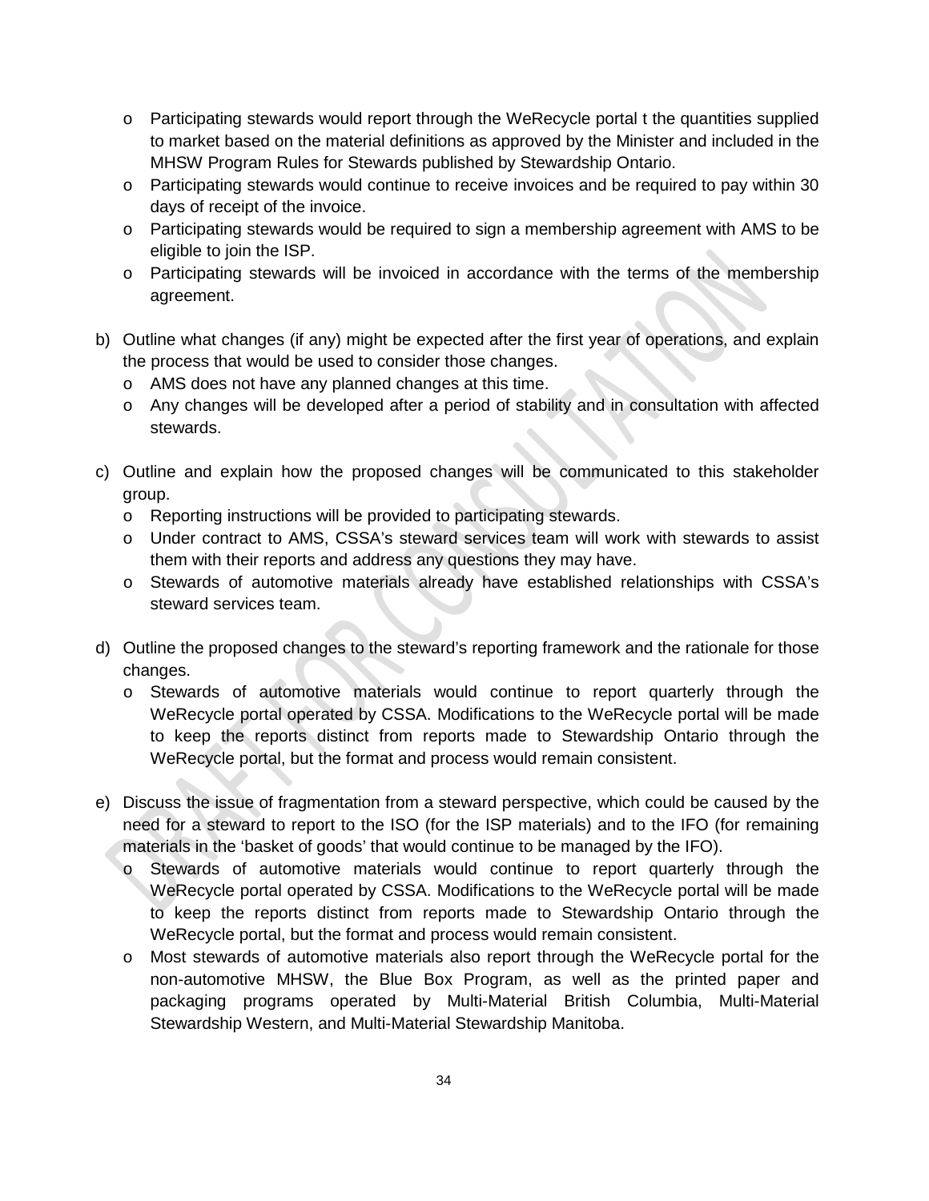- Participating stewards would report through the WeRecycle portal t the quantities supplied to market based on the material definitions as approved by the Minister and included in the MHSW Program Rules for Stewards published by Stewardship Ontario.
- Participating stewards would continue to receive invoices and be required to pay within 30 days of receipt of the invoice.
- Participating stewards would be required to sign a membership agreement with AMS to be eligible to join the ISP.
- Participating stewards will be invoiced in accordance with the terms of the membership agreement.

b) Outline what changes (if any) might be expected after the first year of operations, and explain the process that would be used to consider those changes.
   - AMS does not have any planned changes at this time.
   - Any changes will be developed after a period of stability and in consultation with affected stewards.

c) Outline and explain how the proposed changes will be communicated to this stakeholder group.
   - Reporting instructions will be provided to participating stewards.
   - Under contract to AMS, CSSA's steward services team will work with stewards to assist them with their reports and address any questions they may have.
   - Stewards of automotive materials already have established relationships with CSSA's steward services team.

d) Outline the proposed changes to the steward's reporting framework and the rationale for those changes.
   - Stewards of automotive materials would continue to report quarterly through the WeRecycle portal operated by CSSA. Modifications to the WeRecycle portal will be made to keep the reports distinct from reports made to Stewardship Ontario through the WeRecycle portal, but the format and process would remain consistent.

e) Discuss the issue of fragmentation from a steward perspective, which could be caused by the need for a steward to report to the ISO (for the ISP materials) and to the IFO (for remaining materials in the 'basket of goods' that would continue to be managed by the IFO).
   - Stewards of automotive materials would continue to report quarterly through the WeRecycle portal operated by CSSA. Modifications to the WeRecycle portal will be made to keep the reports distinct from reports made to Stewardship Ontario through the WeRecycle portal, but the format and process would remain consistent.
   - Most stewards of automotive materials also report through the WeRecycle portal for the non-automotive MHSW, the Blue Box Program, as well as the printed paper and packaging programs operated by Multi-Material British Columbia, Multi-Material Stewardship Western, and Multi-Material Stewardship Manitoba.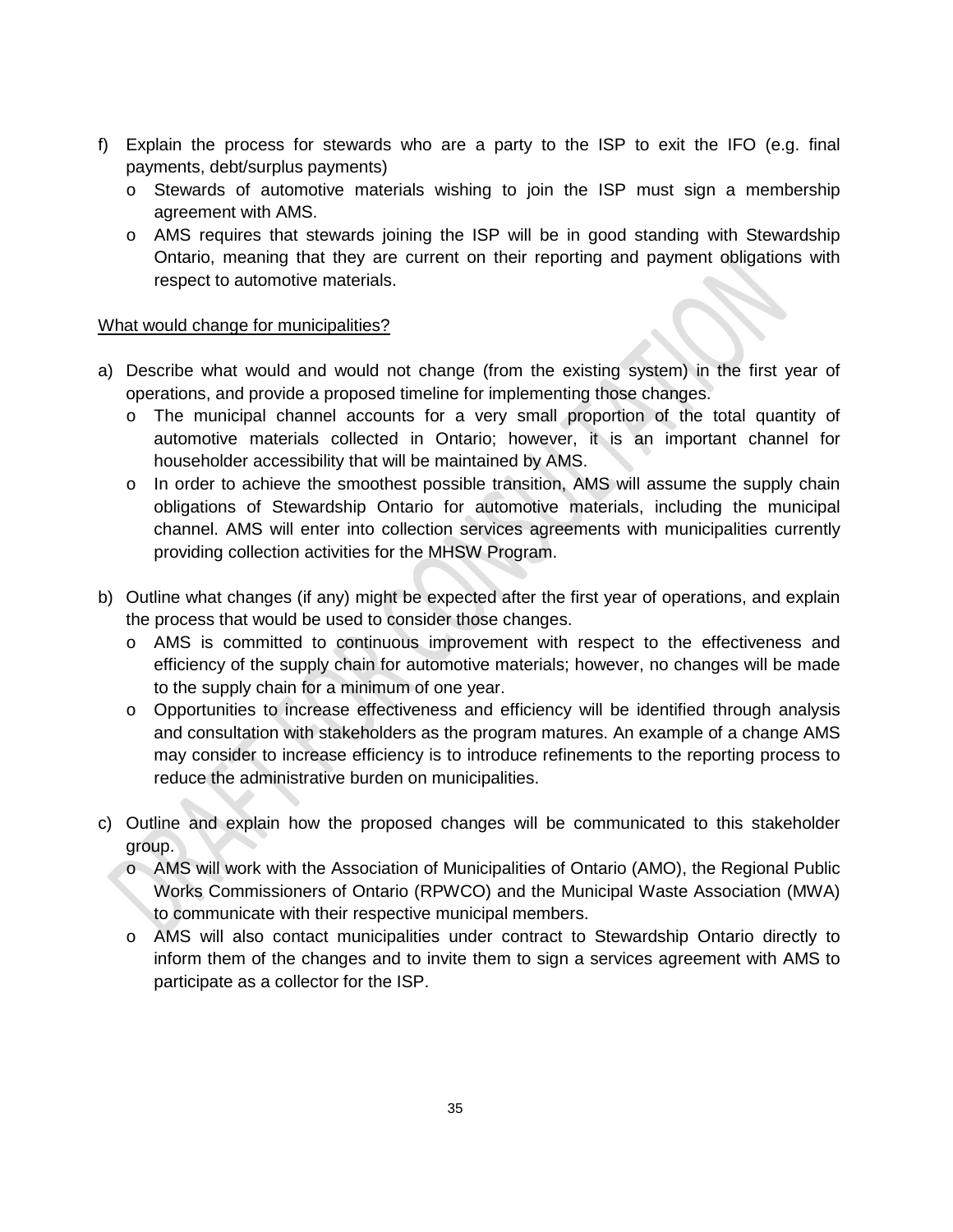f) Explain the process for stewards who are a party to the ISP to exit the IFO (e.g. final payments, debt/surplus payments)
   - Stewards of automotive materials wishing to join the ISP must sign a membership agreement with AMS.
   - AMS requires that stewards joining the ISP will be in good standing with Stewardship Ontario, meaning that they are current on their reporting and payment obligations with respect to automotive materials.

<u>What would change for municipalities?</u>

a) Describe what would and would not change (from the existing system) in the first year of operations, and provide a proposed timeline for implementing those changes.
   - The municipal channel accounts for a very small proportion of the total quantity of automotive materials collected in Ontario; however, it is an important channel for householder accessibility that will be maintained by AMS.
   - In order to achieve the smoothest possible transition, AMS will assume the supply chain obligations of Stewardship Ontario for automotive materials, including the municipal channel. AMS will enter into collection services agreements with municipalities currently providing collection activities for the MHSW Program.

b) Outline what changes (if any) might be expected after the first year of operations, and explain the process that would be used to consider those changes.
   - AMS is committed to continuous improvement with respect to the effectiveness and efficiency of the supply chain for automotive materials; however, no changes will be made to the supply chain for a minimum of one year.
   - Opportunities to increase effectiveness and efficiency will be identified through analysis and consultation with stakeholders as the program matures. An example of a change AMS may consider to increase efficiency is to introduce refinements to the reporting process to reduce the administrative burden on municipalities.

c) Outline and explain how the proposed changes will be communicated to this stakeholder group.
   - AMS will work with the Association of Municipalities of Ontario (AMO), the Regional Public Works Commissioners of Ontario (RPWCO) and the Municipal Waste Association (MWA) to communicate with their respective municipal members.
   - AMS will also contact municipalities under contract to Stewardship Ontario directly to inform them of the changes and to invite them to sign a services agreement with AMS to participate as a collector for the ISP.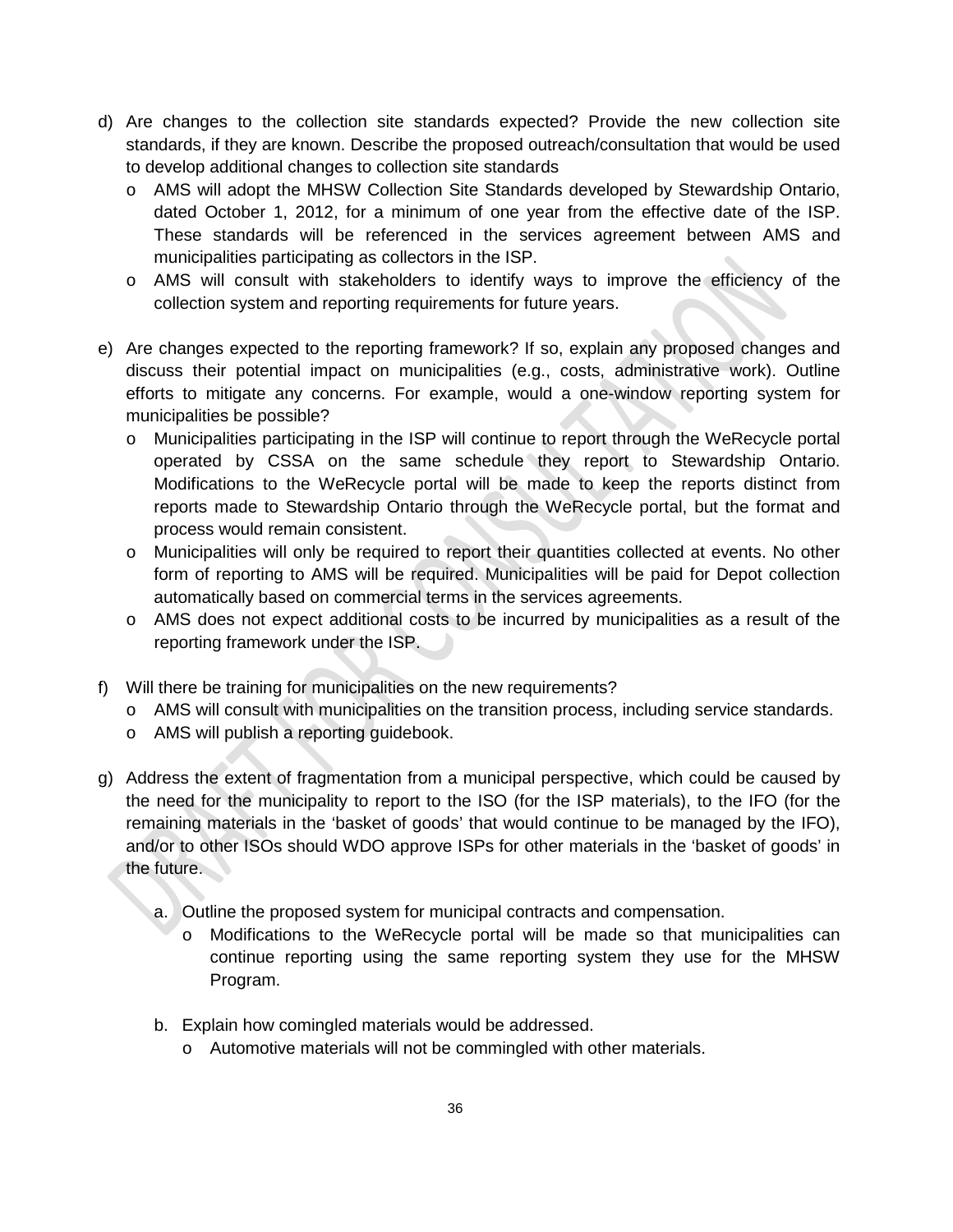d) Are changes to the collection site standards expected? Provide the new collection site standards, if they are known. Describe the proposed outreach/consultation that would be used to develop additional changes to collection site standards
   - AMS will adopt the MHSW Collection Site Standards developed by Stewardship Ontario, dated October 1, 2012, for a minimum of one year from the effective date of the ISP. These standards will be referenced in the services agreement between AMS and municipalities participating as collectors in the ISP.
   - AMS will consult with stakeholders to identify ways to improve the efficiency of the collection system and reporting requirements for future years.

e) Are changes expected to the reporting framework? If so, explain any proposed changes and discuss their potential impact on municipalities (e.g., costs, administrative work). Outline efforts to mitigate any concerns. For example, would a one-window reporting system for municipalities be possible?
   - Municipalities participating in the ISP will continue to report through the WeRecycle portal operated by CSSA on the same schedule they report to Stewardship Ontario. Modifications to the WeRecycle portal will be made to keep the reports distinct from reports made to Stewardship Ontario through the WeRecycle portal, but the format and process would remain consistent.
   - Municipalities will only be required to report their quantities collected at events. No other form of reporting to AMS will be required. Municipalities will be paid for Depot collection automatically based on commercial terms in the services agreements.
   - AMS does not expect additional costs to be incurred by municipalities as a result of the reporting framework under the ISP.

f) Will there be training for municipalities on the new requirements?
   - AMS will consult with municipalities on the transition process, including service standards.
   - AMS will publish a reporting guidebook.

g) Address the extent of fragmentation from a municipal perspective, which could be caused by the need for the municipality to report to the ISO (for the ISP materials), to the IFO (for the remaining materials in the 'basket of goods' that would continue to be managed by the IFO), and/or to other ISOs should WDO approve ISPs for other materials in the 'basket of goods' in the future.

   a. Outline the proposed system for municipal contracts and compensation.
      - Modifications to the WeRecycle portal will be made so that municipalities can continue reporting using the same reporting system they use for the MHSW Program.

   b. Explain how comingled materials would be addressed.
      - Automotive materials will not be commingled with other materials.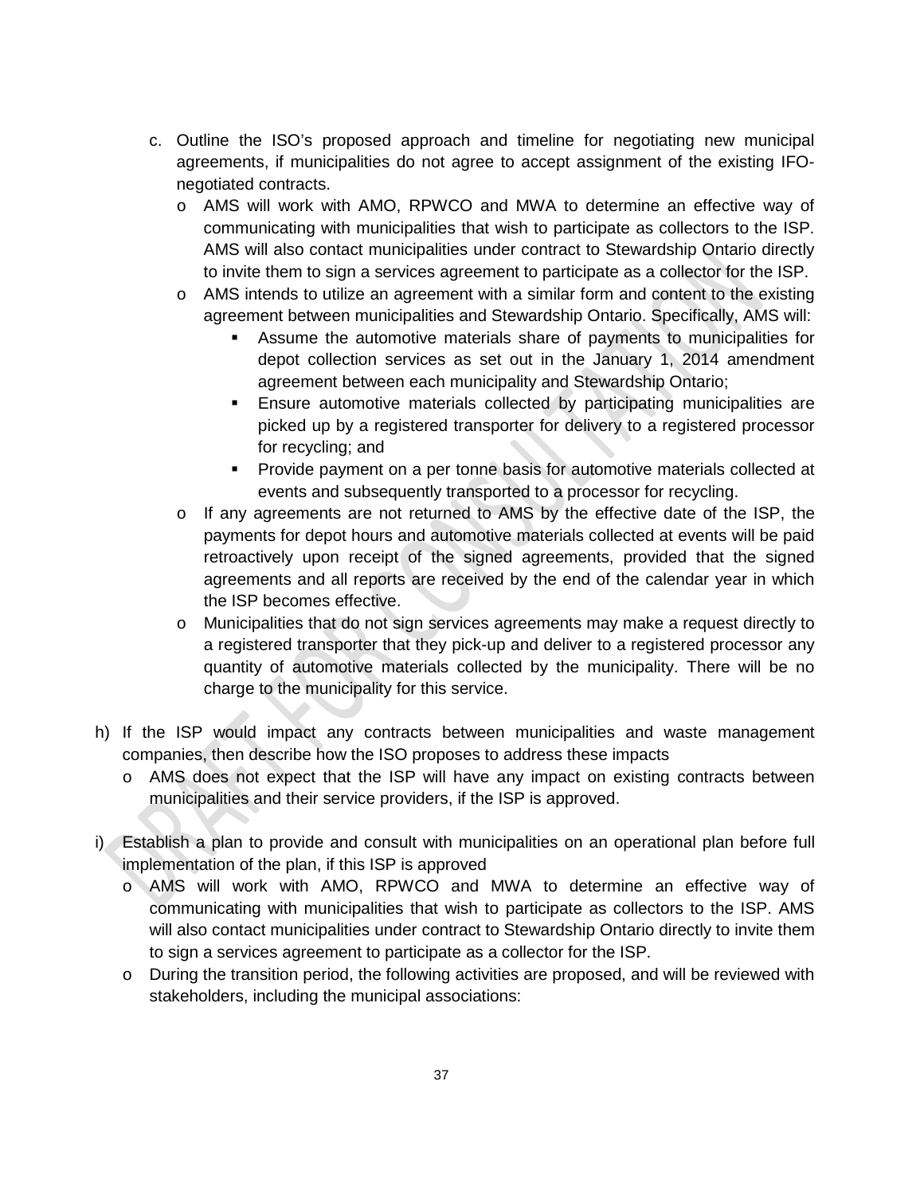c. Outline the ISO's proposed approach and timeline for negotiating new municipal agreements, if municipalities do not agree to accept assignment of the existing IFO-negotiated contracts.
   - AMS will work with AMO, RPWCO and MWA to determine an effective way of communicating with municipalities that wish to participate as collectors to the ISP. AMS will also contact municipalities under contract to Stewardship Ontario directly to invite them to sign a services agreement to participate as a collector for the ISP.
   - AMS intends to utilize an agreement with a similar form and content to the existing agreement between municipalities and Stewardship Ontario. Specifically, AMS will:
     - Assume the automotive materials share of payments to municipalities for depot collection services as set out in the January 1, 2014 amendment agreement between each municipality and Stewardship Ontario;
     - Ensure automotive materials collected by participating municipalities are picked up by a registered transporter for delivery to a registered processor for recycling; and
     - Provide payment on a per tonne basis for automotive materials collected at events and subsequently transported to a processor for recycling.
   - If any agreements are not returned to AMS by the effective date of the ISP, the payments for depot hours and automotive materials collected at events will be paid retroactively upon receipt of the signed agreements, provided that the signed agreements and all reports are received by the end of the calendar year in which the ISP becomes effective.
   - Municipalities that do not sign services agreements may make a request directly to a registered transporter that they pick-up and deliver to a registered processor any quantity of automotive materials collected by the municipality. There will be no charge to the municipality for this service.

h) If the ISP would impact any contracts between municipalities and waste management companies, then describe how the ISO proposes to address these impacts
   - AMS does not expect that the ISP will have any impact on existing contracts between municipalities and their service providers, if the ISP is approved.

i) Establish a plan to provide and consult with municipalities on an operational plan before full implementation of the plan, if this ISP is approved
   - AMS will work with AMO, RPWCO and MWA to determine an effective way of communicating with municipalities that wish to participate as collectors to the ISP. AMS will also contact municipalities under contract to Stewardship Ontario directly to invite them to sign a services agreement to participate as a collector for the ISP.
   - During the transition period, the following activities are proposed, and will be reviewed with stakeholders, including the municipal associations: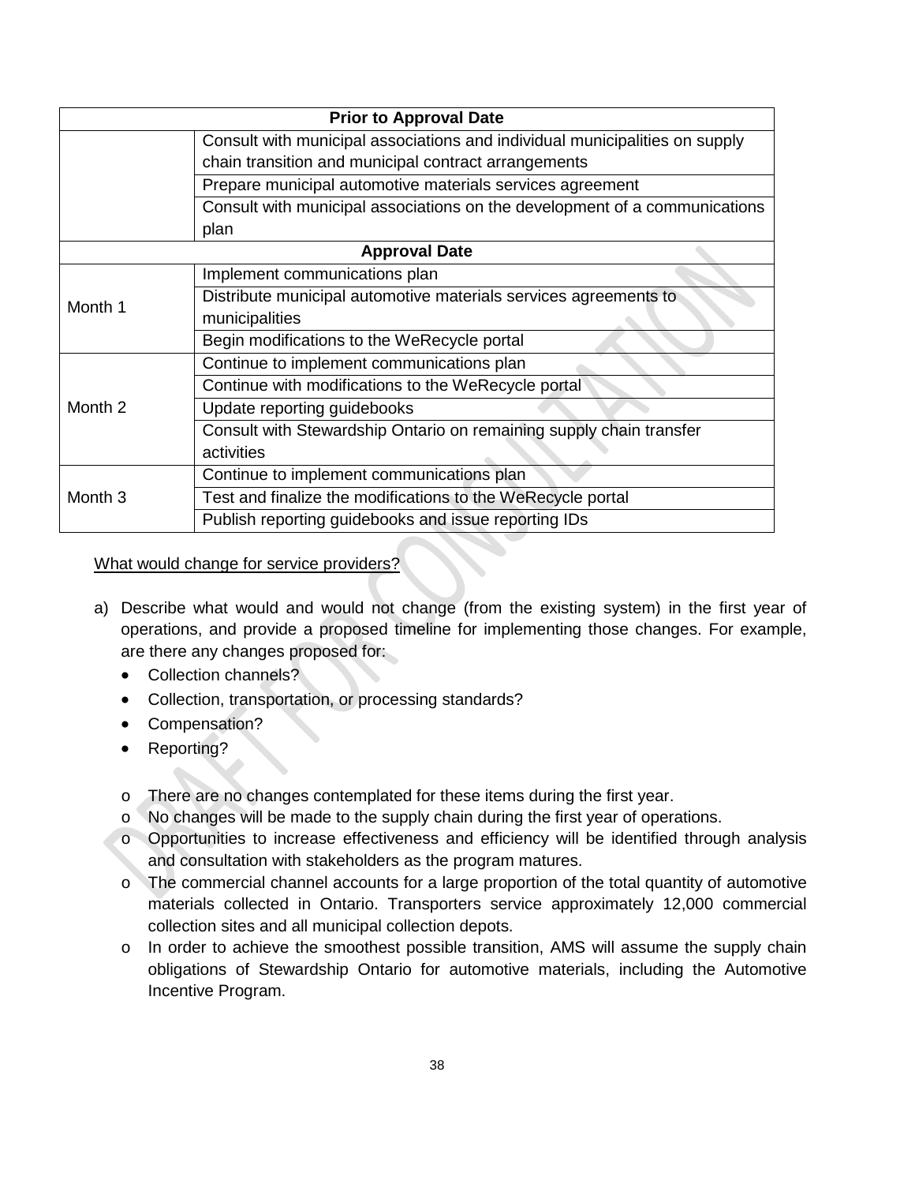| Prior to Approval Date | |
|---|---|
| | Consult with municipal associations and individual municipalities on supply chain transition and municipal contract arrangements |
| | Prepare municipal automotive materials services agreement |
| | Consult with municipal associations on the development of a communications plan |
| **Approval Date** | |
| Month 1 | Implement communications plan |
| | Distribute municipal automotive materials services agreements to municipalities |
| | Begin modifications to the WeRecycle portal |
| Month 2 | Continue to implement communications plan |
| | Continue with modifications to the WeRecycle portal |
| | Update reporting guidebooks |
| | Consult with Stewardship Ontario on remaining supply chain transfer activities |
| Month 3 | Continue to implement communications plan |
| | Test and finalize the modifications to the WeRecycle portal |
| | Publish reporting guidebooks and issue reporting IDs |

What would change for service providers?

a) Describe what would and would not change (from the existing system) in the first year of operations, and provide a proposed timeline for implementing those changes. For example, are there any changes proposed for:
   - Collection channels?
   - Collection, transportation, or processing standards?
   - Compensation?
   - Reporting?

   - There are no changes contemplated for these items during the first year.
   - No changes will be made to the supply chain during the first year of operations.
   - Opportunities to increase effectiveness and efficiency will be identified through analysis and consultation with stakeholders as the program matures.
   - The commercial channel accounts for a large proportion of the total quantity of automotive materials collected in Ontario. Transporters service approximately 12,000 commercial collection sites and all municipal collection depots.
   - In order to achieve the smoothest possible transition, AMS will assume the supply chain obligations of Stewardship Ontario for automotive materials, including the Automotive Incentive Program.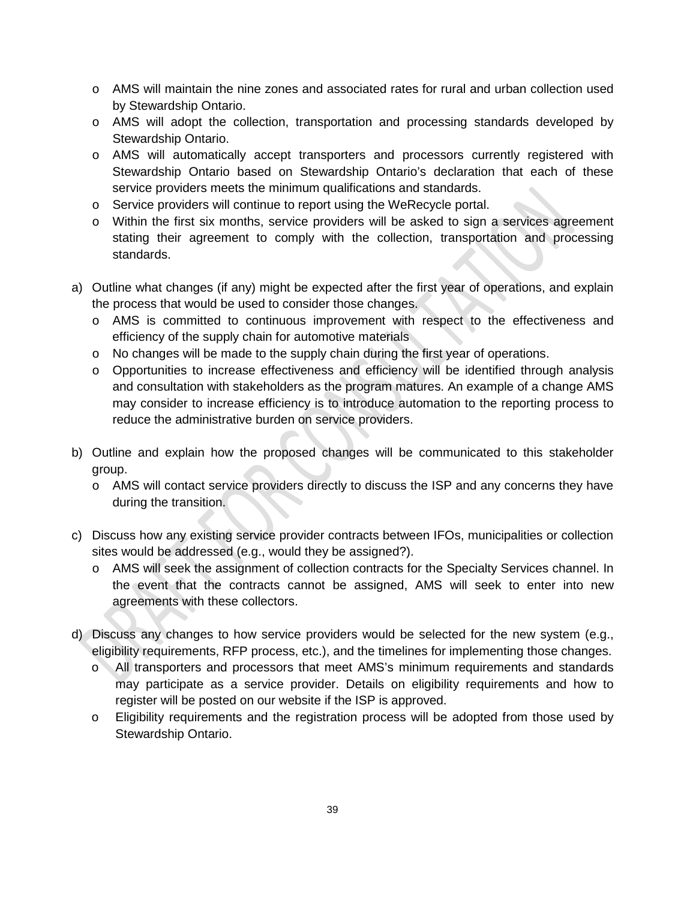- AMS will maintain the nine zones and associated rates for rural and urban collection used by Stewardship Ontario.
- AMS will adopt the collection, transportation and processing standards developed by Stewardship Ontario.
- AMS will automatically accept transporters and processors currently registered with Stewardship Ontario based on Stewardship Ontario's declaration that each of these service providers meets the minimum qualifications and standards.
- Service providers will continue to report using the WeRecycle portal.
- Within the first six months, service providers will be asked to sign a services agreement stating their agreement to comply with the collection, transportation and processing standards.

a) Outline what changes (if any) might be expected after the first year of operations, and explain the process that would be used to consider those changes.
   - AMS is committed to continuous improvement with respect to the effectiveness and efficiency of the supply chain for automotive materials
   - No changes will be made to the supply chain during the first year of operations.
   - Opportunities to increase effectiveness and efficiency will be identified through analysis and consultation with stakeholders as the program matures. An example of a change AMS may consider to increase efficiency is to introduce automation to the reporting process to reduce the administrative burden on service providers.

b) Outline and explain how the proposed changes will be communicated to this stakeholder group.
   - AMS will contact service providers directly to discuss the ISP and any concerns they have during the transition.

c) Discuss how any existing service provider contracts between IFOs, municipalities or collection sites would be addressed (e.g., would they be assigned?).
   - AMS will seek the assignment of collection contracts for the Specialty Services channel. In the event that the contracts cannot be assigned, AMS will seek to enter into new agreements with these collectors.

d) Discuss any changes to how service providers would be selected for the new system (e.g., eligibility requirements, RFP process, etc.), and the timelines for implementing those changes.
   - All transporters and processors that meet AMS's minimum requirements and standards may participate as a service provider. Details on eligibility requirements and how to register will be posted on our website if the ISP is approved.
   - Eligibility requirements and the registration process will be adopted from those used by Stewardship Ontario.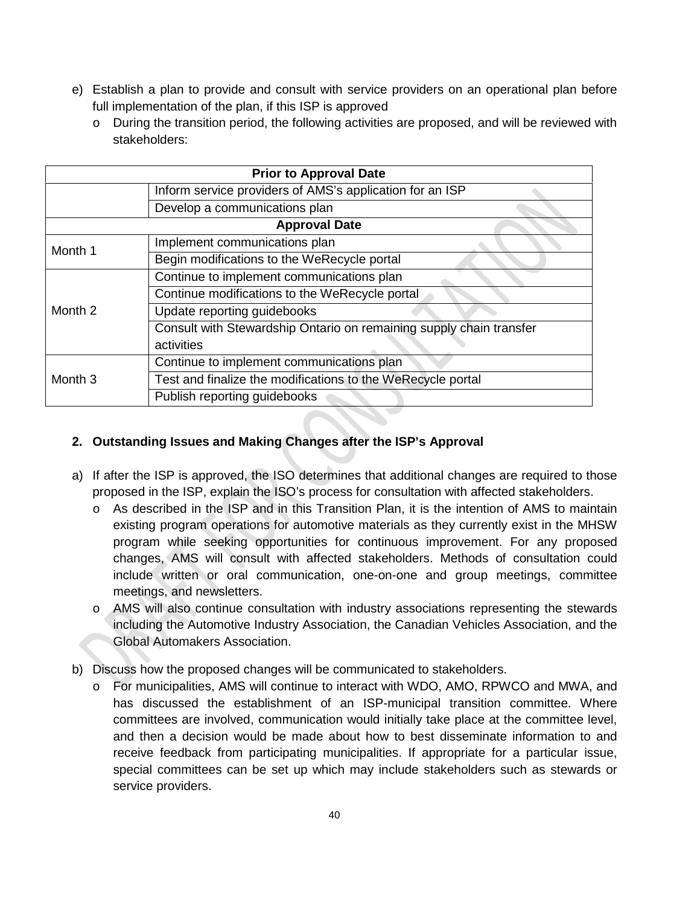e) Establish a plan to provide and consult with service providers on an operational plan before full implementation of the plan, if this ISP is approved
   - During the transition period, the following activities are proposed, and will be reviewed with stakeholders:

| Prior to Approval Date | |
|---|---|
| | Inform service providers of AMS's application for an ISP |
| | Develop a communications plan |
| **Approval Date** | |
| Month 1 | Implement communications plan |
| | Begin modifications to the WeRecycle portal |
| Month 2 | Continue to implement communications plan |
| | Continue modifications to the WeRecycle portal |
| | Update reporting guidebooks |
| | Consult with Stewardship Ontario on remaining supply chain transfer activities |
| Month 3 | Continue to implement communications plan |
| | Test and finalize the modifications to the WeRecycle portal |
| | Publish reporting guidebooks |

## 2. Outstanding Issues and Making Changes after the ISP's Approval

a) If after the ISP is approved, the ISO determines that additional changes are required to those proposed in the ISP, explain the ISO's process for consultation with affected stakeholders.
   - As described in the ISP and in this Transition Plan, it is the intention of AMS to maintain existing program operations for automotive materials as they currently exist in the MHSW program while seeking opportunities for continuous improvement. For any proposed changes, AMS will consult with affected stakeholders. Methods of consultation could include written or oral communication, one-on-one and group meetings, committee meetings, and newsletters.
   - AMS will also continue consultation with industry associations representing the stewards including the Automotive Industry Association, the Canadian Vehicles Association, and the Global Automakers Association.

b) Discuss how the proposed changes will be communicated to stakeholders.
   - For municipalities, AMS will continue to interact with WDO, AMO, RPWCO and MWA, and has discussed the establishment of an ISP-municipal transition committee. Where committees are involved, communication would initially take place at the committee level, and then a decision would be made about how to best disseminate information to and receive feedback from participating municipalities. If appropriate for a particular issue, special committees can be set up which may include stakeholders such as stewards or service providers.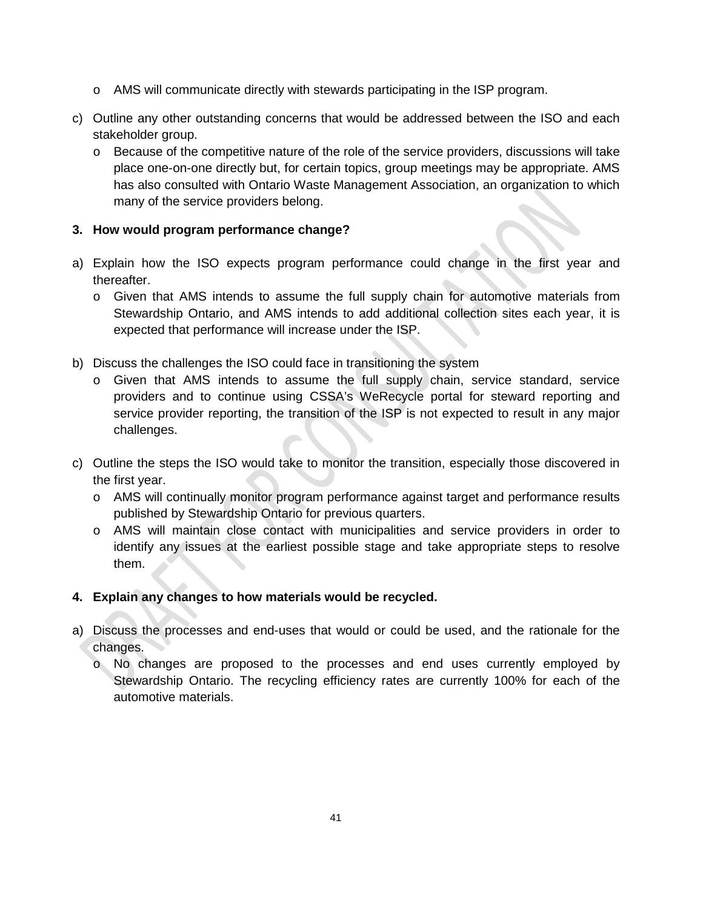- AMS will communicate directly with stewards participating in the ISP program.

c) Outline any other outstanding concerns that would be addressed between the ISO and each stakeholder group.
   - Because of the competitive nature of the role of the service providers, discussions will take place one-on-one directly but, for certain topics, group meetings may be appropriate. AMS has also consulted with Ontario Waste Management Association, an organization to which many of the service providers belong.

**3. How would program performance change?**

a) Explain how the ISO expects program performance could change in the first year and thereafter.
   - Given that AMS intends to assume the full supply chain for automotive materials from Stewardship Ontario, and AMS intends to add additional collection sites each year, it is expected that performance will increase under the ISP.

b) Discuss the challenges the ISO could face in transitioning the system
   - Given that AMS intends to assume the full supply chain, service standard, service providers and to continue using CSSA's WeRecycle portal for steward reporting and service provider reporting, the transition of the ISP is not expected to result in any major challenges.

c) Outline the steps the ISO would take to monitor the transition, especially those discovered in the first year.
   - AMS will continually monitor program performance against target and performance results published by Stewardship Ontario for previous quarters.
   - AMS will maintain close contact with municipalities and service providers in order to identify any issues at the earliest possible stage and take appropriate steps to resolve them.

**4. Explain any changes to how materials would be recycled.**

a) Discuss the processes and end-uses that would or could be used, and the rationale for the changes.
   - No changes are proposed to the processes and end uses currently employed by Stewardship Ontario. The recycling efficiency rates are currently 100% for each of the automotive materials.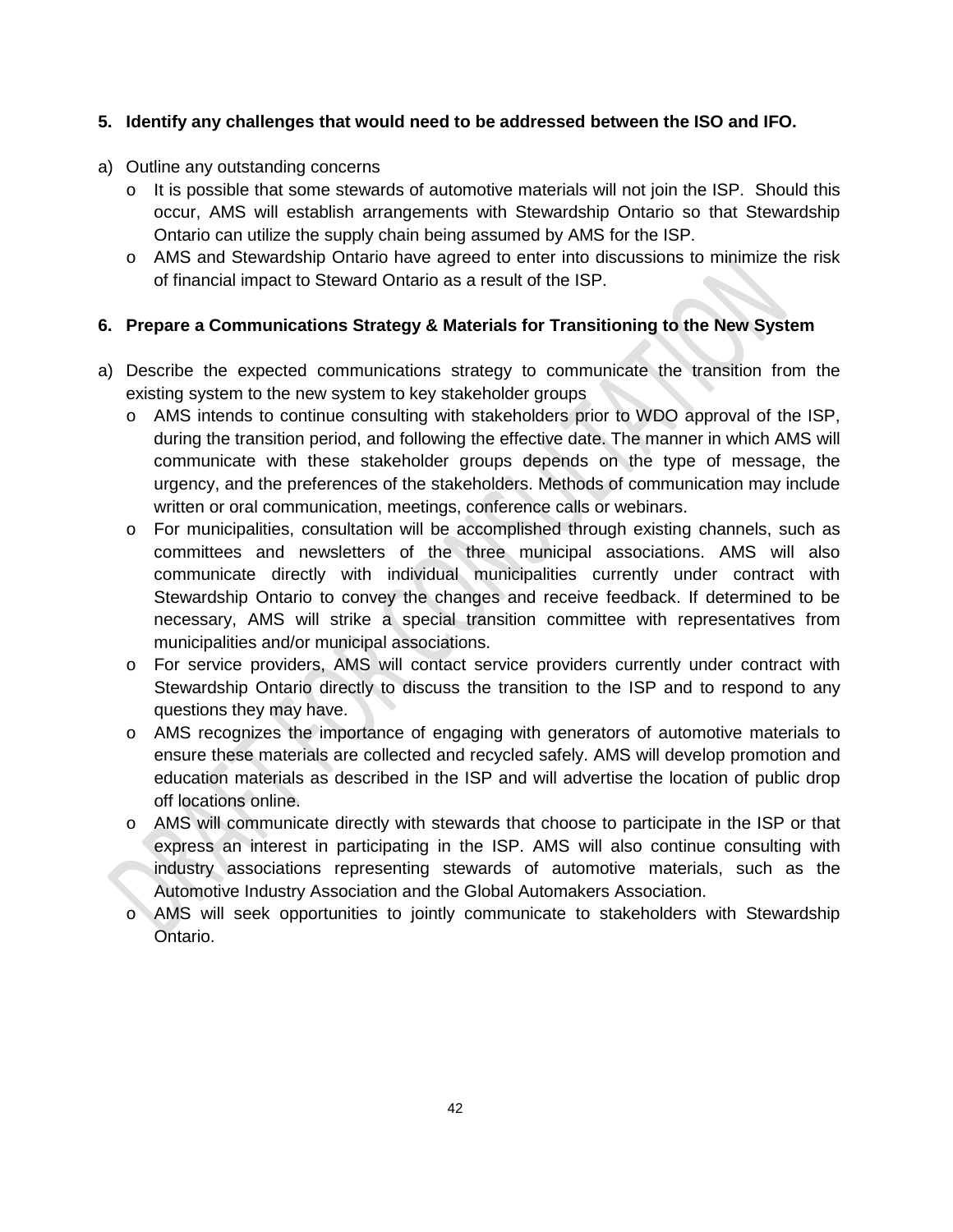**5. Identify any challenges that would need to be addressed between the ISO and IFO.**

a) Outline any outstanding concerns
   - It is possible that some stewards of automotive materials will not join the ISP. Should this occur, AMS will establish arrangements with Stewardship Ontario so that Stewardship Ontario can utilize the supply chain being assumed by AMS for the ISP.
   - AMS and Stewardship Ontario have agreed to enter into discussions to minimize the risk of financial impact to Steward Ontario as a result of the ISP.

**6. Prepare a Communications Strategy & Materials for Transitioning to the New System**

a) Describe the expected communications strategy to communicate the transition from the existing system to the new system to key stakeholder groups
   - AMS intends to continue consulting with stakeholders prior to WDO approval of the ISP, during the transition period, and following the effective date. The manner in which AMS will communicate with these stakeholder groups depends on the type of message, the urgency, and the preferences of the stakeholders. Methods of communication may include written or oral communication, meetings, conference calls or webinars.
   - For municipalities, consultation will be accomplished through existing channels, such as committees and newsletters of the three municipal associations. AMS will also communicate directly with individual municipalities currently under contract with Stewardship Ontario to convey the changes and receive feedback. If determined to be necessary, AMS will strike a special transition committee with representatives from municipalities and/or municipal associations.
   - For service providers, AMS will contact service providers currently under contract with Stewardship Ontario directly to discuss the transition to the ISP and to respond to any questions they may have.
   - AMS recognizes the importance of engaging with generators of automotive materials to ensure these materials are collected and recycled safely. AMS will develop promotion and education materials as described in the ISP and will advertise the location of public drop off locations online.
   - AMS will communicate directly with stewards that choose to participate in the ISP or that express an interest in participating in the ISP. AMS will also continue consulting with industry associations representing stewards of automotive materials, such as the Automotive Industry Association and the Global Automakers Association.
   - AMS will seek opportunities to jointly communicate to stakeholders with Stewardship Ontario.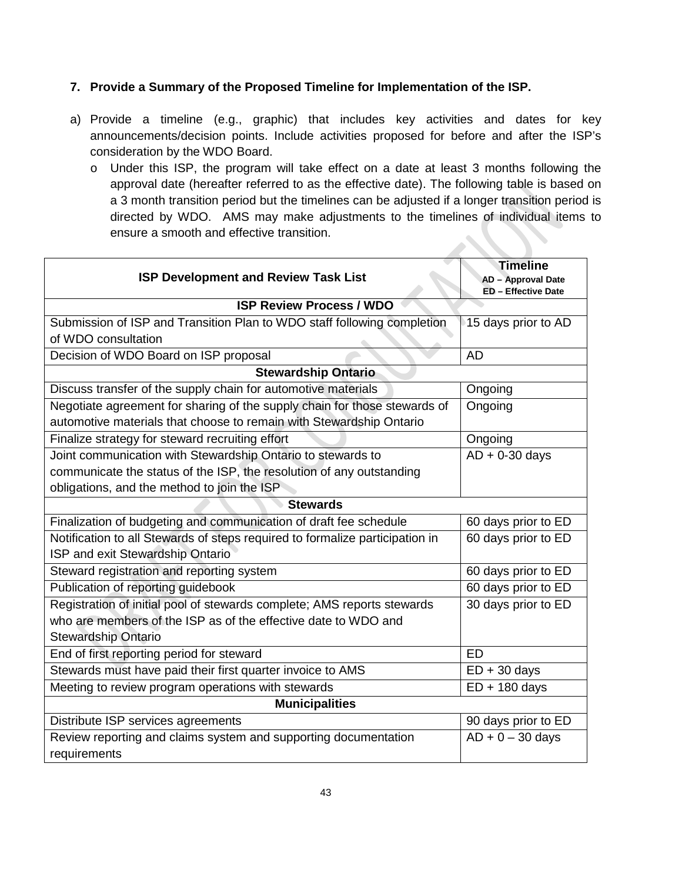## 7. Provide a Summary of the Proposed Timeline for Implementation of the ISP.

a) Provide a timeline (e.g., graphic) that includes key activities and dates for key announcements/decision points. Include activities proposed for before and after the ISP's consideration by the WDO Board.

   - Under this ISP, the program will take effect on a date at least 3 months following the approval date (hereafter referred to as the effective date). The following table is based on a 3 month transition period but the timelines can be adjusted if a longer transition period is directed by WDO. AMS may make adjustments to the timelines of individual items to ensure a smooth and effective transition.

| ISP Development and Review Task List | Timeline<br>AD – Approval Date<br>ED – Effective Date |
|---|---|
| **ISP Review Process / WDO** | |
| Submission of ISP and Transition Plan to WDO staff following completion of WDO consultation | 15 days prior to AD |
| Decision of WDO Board on ISP proposal | AD |
| **Stewardship Ontario** | |
| Discuss transfer of the supply chain for automotive materials | Ongoing |
| Negotiate agreement for sharing of the supply chain for those stewards of automotive materials that choose to remain with Stewardship Ontario | Ongoing |
| Finalize strategy for steward recruiting effort | Ongoing |
| Joint communication with Stewardship Ontario to stewards to communicate the status of the ISP, the resolution of any outstanding obligations, and the method to join the ISP | AD + 0-30 days |
| **Stewards** | |
| Finalization of budgeting and communication of draft fee schedule | 60 days prior to ED |
| Notification to all Stewards of steps required to formalize participation in ISP and exit Stewardship Ontario | 60 days prior to ED |
| Steward registration and reporting system | 60 days prior to ED |
| Publication of reporting guidebook | 60 days prior to ED |
| Registration of initial pool of stewards complete; AMS reports stewards who are members of the ISP as of the effective date to WDO and Stewardship Ontario | 30 days prior to ED |
| End of first reporting period for steward | ED |
| Stewards must have paid their first quarter invoice to AMS | ED + 30 days |
| Meeting to review program operations with stewards | ED + 180 days |
| **Municipalities** | |
| Distribute ISP services agreements | 90 days prior to ED |
| Review reporting and claims system and supporting documentation requirements | AD + 0 – 30 days |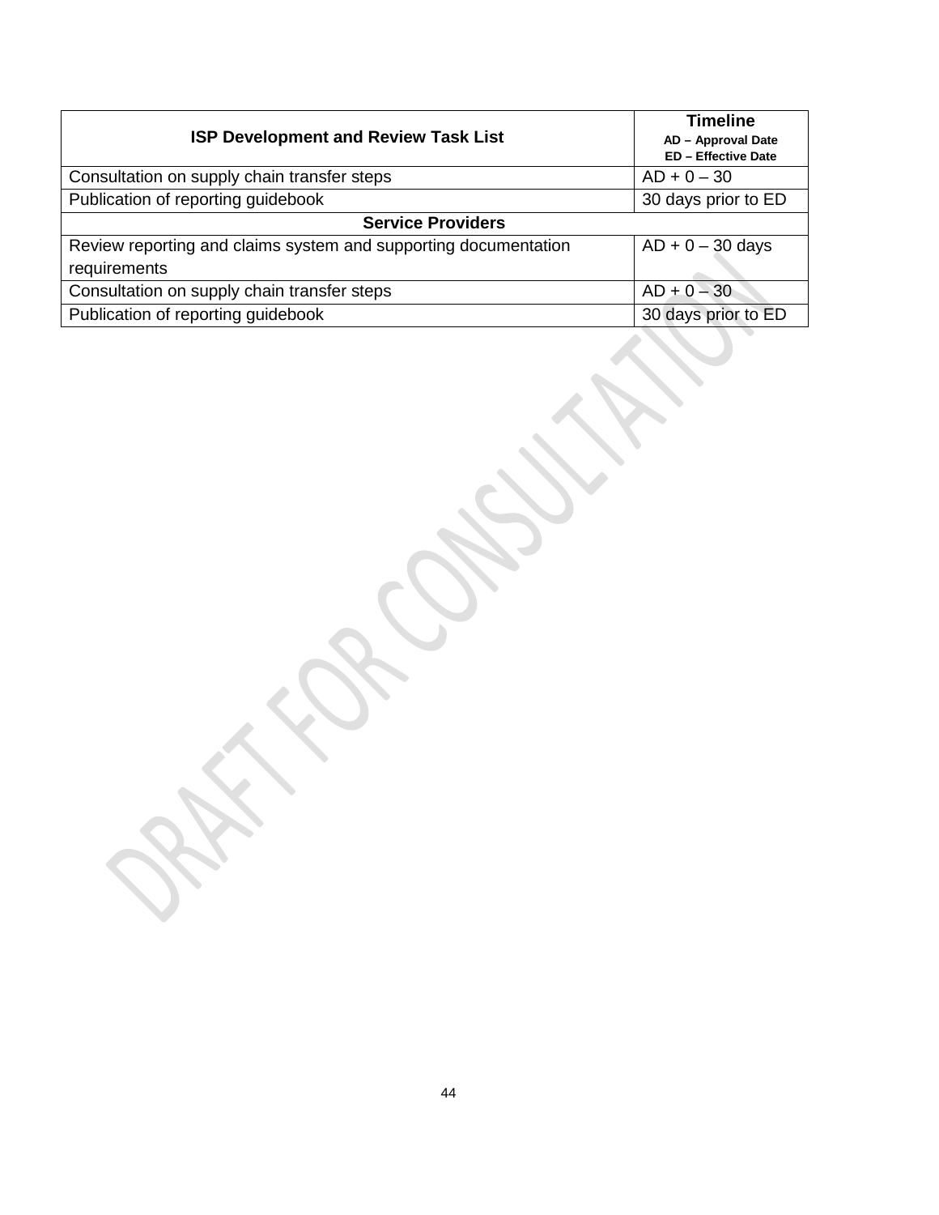| ISP Development and Review Task List | Timeline<br>AD – Approval Date<br>ED – Effective Date |
|---|---|
| Consultation on supply chain transfer steps | AD + 0 – 30 |
| Publication of reporting guidebook | 30 days prior to ED |
| **Service Providers** | |
| Review reporting and claims system and supporting documentation requirements | AD + 0 – 30 days |
| Consultation on supply chain transfer steps | AD + 0 – 30 |
| Publication of reporting guidebook | 30 days prior to ED |